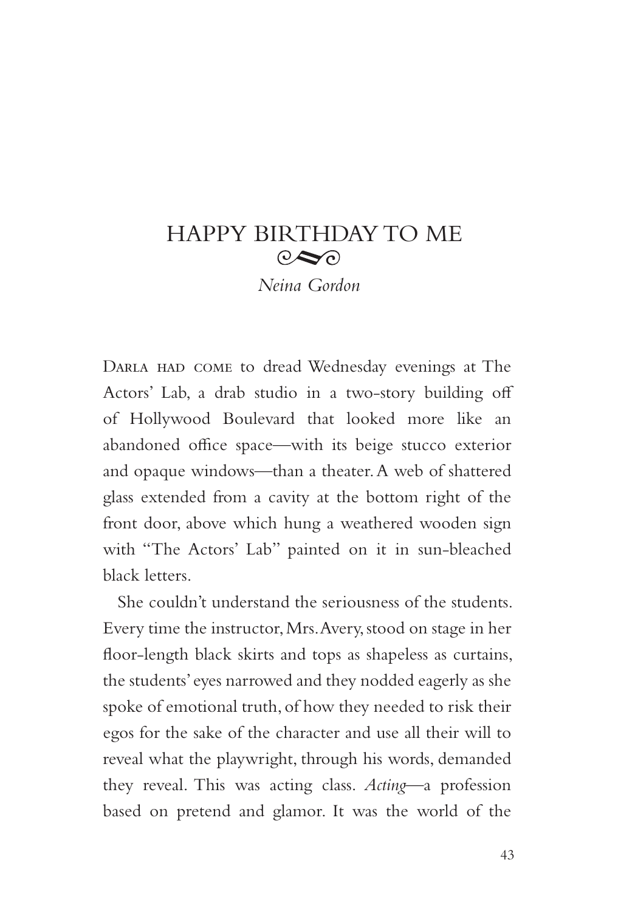# HAPPY BIRTHDAY TO ME

*Neina Gordon*

Darla had come to dread Wednesday evenings at The Actors' Lab, a drab studio in a two-story building off of Hollywood Boulevard that looked more like an abandoned office space—with its beige stucco exterior and opaque windows—than a theater. A web of shattered glass extended from a cavity at the bottom right of the front door, above which hung a weathered wooden sign with "The Actors' Lab" painted on it in sun-bleached black letters.

She couldn't understand the seriousness of the students. Every time the instructor, Mrs. Avery, stood on stage in her floor-length black skirts and tops as shapeless as curtains, the students' eyes narrowed and they nodded eagerly as she spoke of emotional truth, of how they needed to risk their egos for the sake of the character and use all their will to reveal what the playwright, through his words, demanded they reveal. This was acting class. *Acting*—a profession based on pretend and glamor. It was the world of the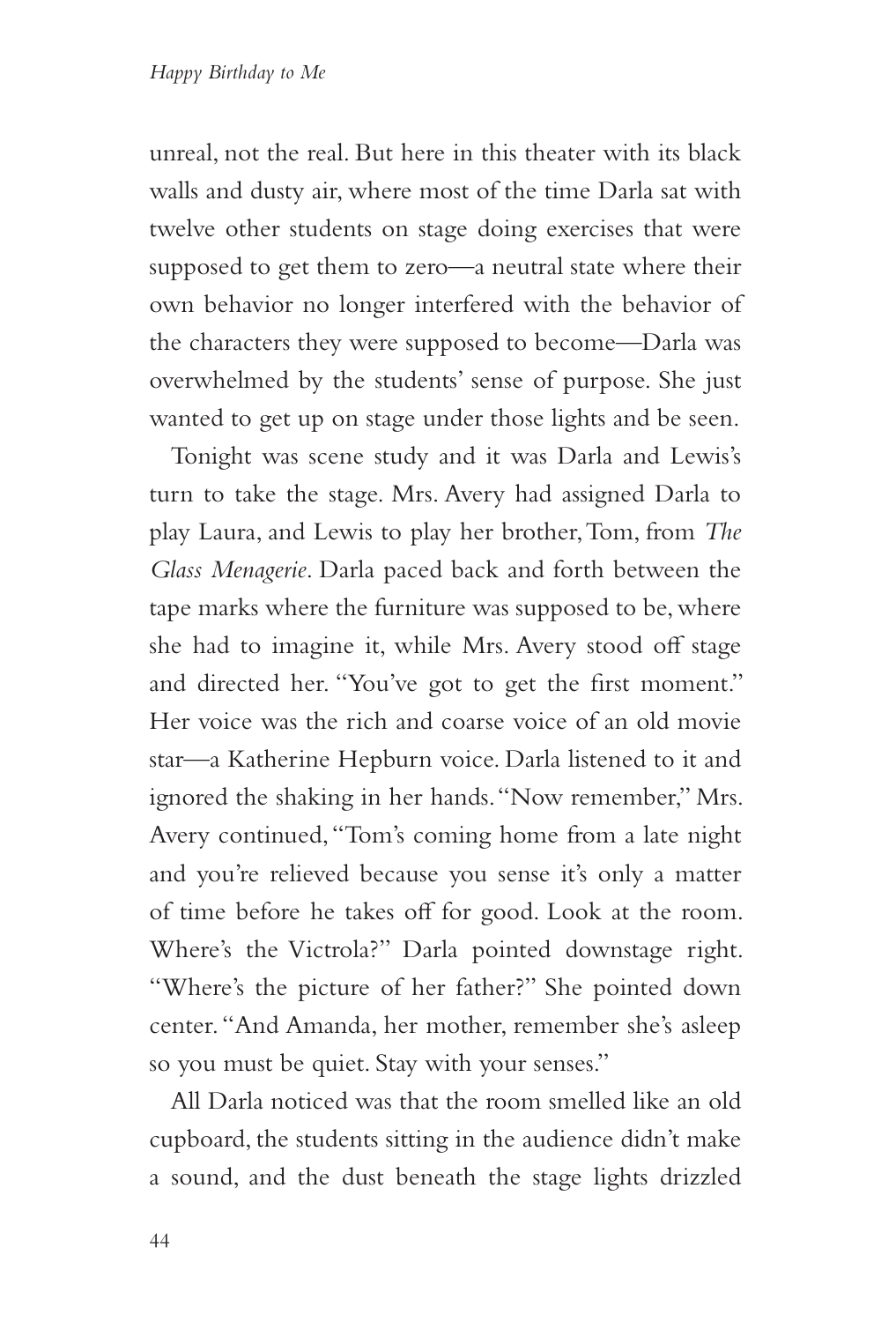unreal, not the real. But here in this theater with its black walls and dusty air, where most of the time Darla sat with twelve other students on stage doing exercises that were supposed to get them to zero—a neutral state where their own behavior no longer interfered with the behavior of the characters they were supposed to become—Darla was overwhelmed by the students' sense of purpose. She just wanted to get up on stage under those lights and be seen.

Tonight was scene study and it was Darla and Lewis's turn to take the stage. Mrs. Avery had assigned Darla to play Laura, and Lewis to play her brother, Tom, from *The Glass Menagerie*. Darla paced back and forth between the tape marks where the furniture was supposed to be, where she had to imagine it, while Mrs. Avery stood off stage and directed her. "You've got to get the first moment." Her voice was the rich and coarse voice of an old movie star—a Katherine Hepburn voice. Darla listened to it and ignored the shaking in her hands. "Now remember," Mrs. Avery continued, "Tom's coming home from a late night and you're relieved because you sense it's only a matter of time before he takes off for good. Look at the room. Where's the Victrola?" Darla pointed downstage right. "Where's the picture of her father?" She pointed down center. "And Amanda, her mother, remember she's asleep so you must be quiet. Stay with your senses."

All Darla noticed was that the room smelled like an old cupboard, the students sitting in the audience didn't make a sound, and the dust beneath the stage lights drizzled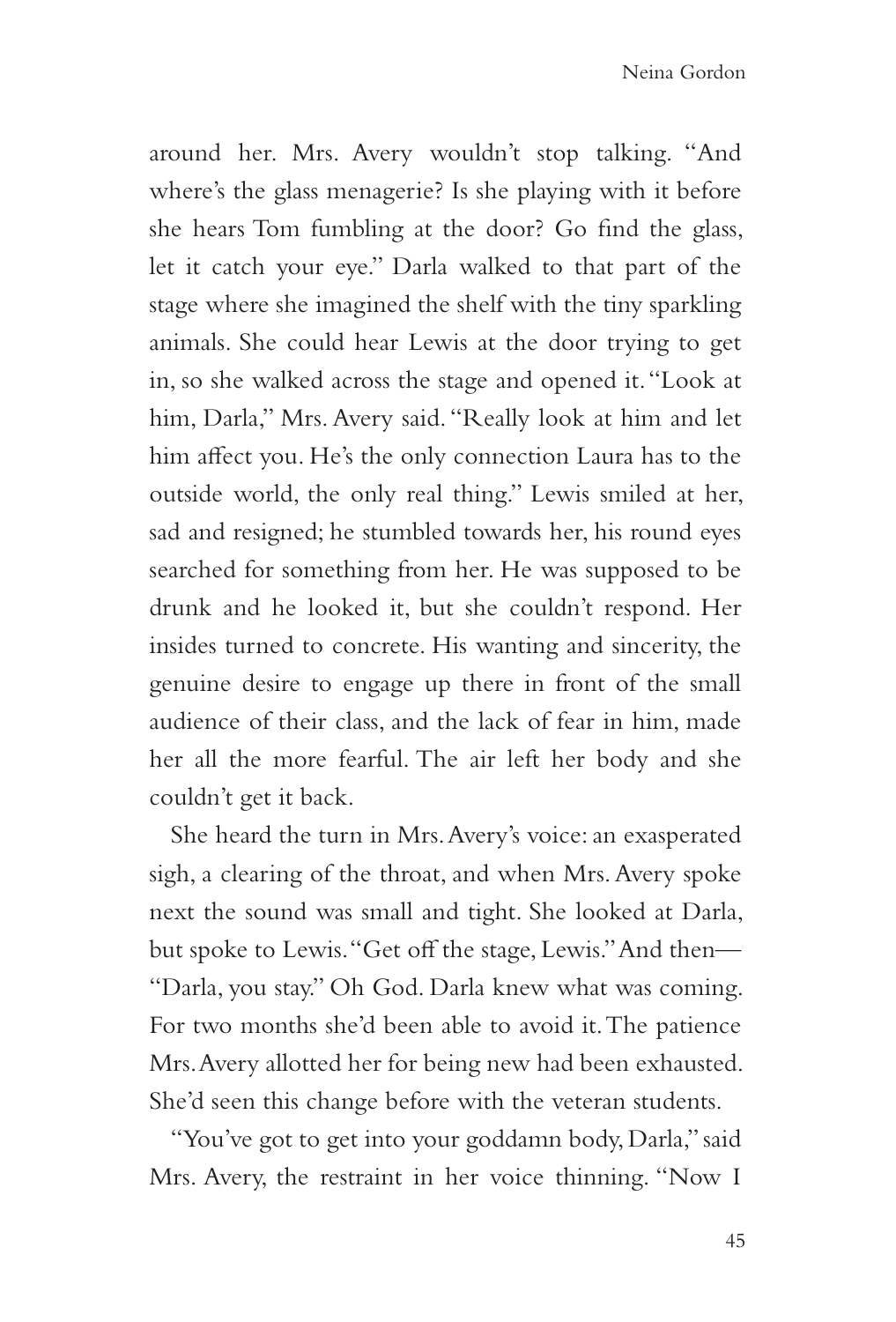around her. Mrs. Avery wouldn't stop talking. "And where's the glass menagerie? Is she playing with it before she hears Tom fumbling at the door? Go find the glass, let it catch your eye." Darla walked to that part of the stage where she imagined the shelf with the tiny sparkling animals. She could hear Lewis at the door trying to get in, so she walked across the stage and opened it. "Look at him, Darla," Mrs. Avery said. "Really look at him and let him affect you. He's the only connection Laura has to the outside world, the only real thing." Lewis smiled at her, sad and resigned; he stumbled towards her, his round eyes searched for something from her. He was supposed to be drunk and he looked it, but she couldn't respond. Her insides turned to concrete. His wanting and sincerity, the genuine desire to engage up there in front of the small audience of their class, and the lack of fear in him, made her all the more fearful. The air left her body and she couldn't get it back.

She heard the turn in Mrs. Avery's voice: an exasperated sigh, a clearing of the throat, and when Mrs. Avery spoke next the sound was small and tight. She looked at Darla, but spoke to Lewis. "Get off the stage, Lewis." And then—"Darla, you stay." Oh God. Darla knew what was coming. For two months she'd been able to avoid it. The patience Mrs. Avery allotted her for being new had been exhausted. She'd seen this change before with the veteran students.

"You've got to get into your goddamn body, Darla," said Mrs. Avery, the restraint in her voice thinning. "Now I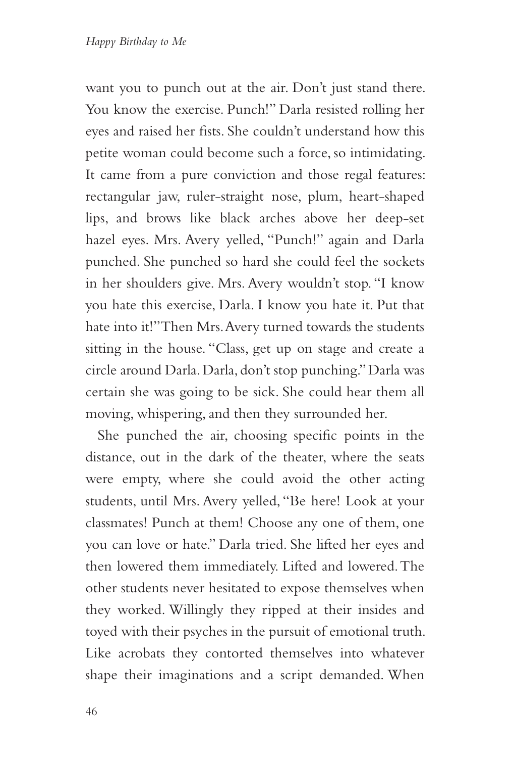want you to punch out at the air. Don't just stand there. You know the exercise. Punch!" Darla resisted rolling her eyes and raised her fists. She couldn't understand how this petite woman could become such a force, so intimidating. It came from a pure conviction and those regal features: rectangular jaw, ruler-straight nose, plum, heart-shaped lips, and brows like black arches above her deep-set hazel eyes. Mrs. Avery yelled, "Punch!" again and Darla punched. She punched so hard she could feel the sockets in her shoulders give. Mrs. Avery wouldn't stop. "I know you hate this exercise, Darla. I know you hate it. Put that hate into it!" Then Mrs. Avery turned towards the students sitting in the house. "Class, get up on stage and create a circle around Darla. Darla, don't stop punching." Darla was certain she was going to be sick. She could hear them all moving, whispering, and then they surrounded her.

She punched the air, choosing specific points in the distance, out in the dark of the theater, where the seats were empty, where she could avoid the other acting students, until Mrs. Avery yelled, "Be here! Look at your classmates! Punch at them! Choose any one of them, one you can love or hate." Darla tried. She lifted her eyes and then lowered them immediately. Lifted and lowered. The other students never hesitated to expose themselves when they worked. Willingly they ripped at their insides and toyed with their psyches in the pursuit of emotional truth. Like acrobats they contorted themselves into whatever shape their imaginations and a script demanded. When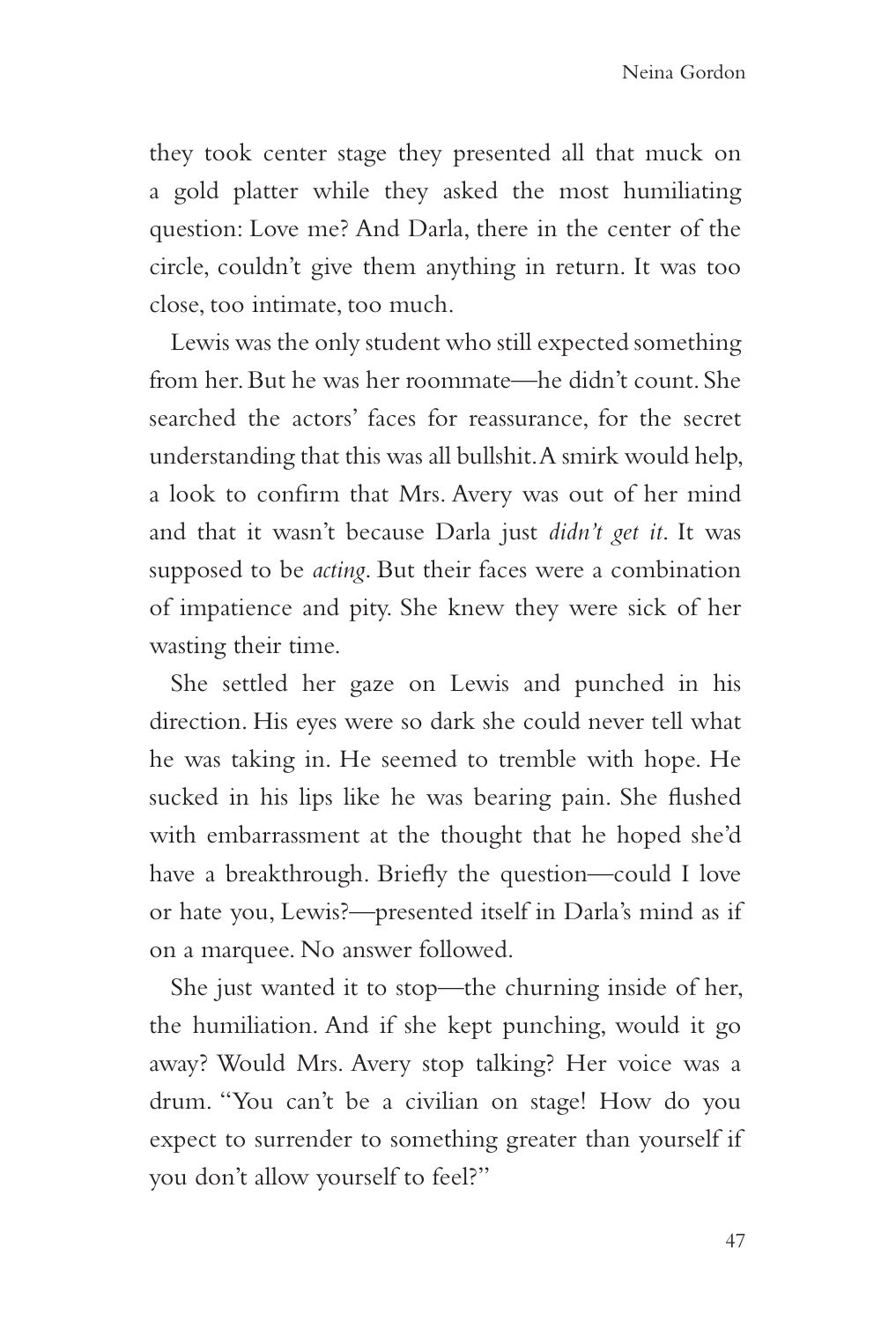they took center stage they presented all that muck on a gold platter while they asked the most humiliating question: Love me? And Darla, there in the center of the circle, couldn't give them anything in return. It was too close, too intimate, too much.

Lewis was the only student who still expected something from her. But he was her roommate—he didn't count. She searched the actors' faces for reassurance, for the secret understanding that this was all bullshit. A smirk would help, a look to confirm that Mrs. Avery was out of her mind and that it wasn't because Darla just *didn't get it*. It was supposed to be *acting*. But their faces were a combination of impatience and pity. She knew they were sick of her wasting their time.

She settled her gaze on Lewis and punched in his direction. His eyes were so dark she could never tell what he was taking in. He seemed to tremble with hope. He sucked in his lips like he was bearing pain. She flushed with embarrassment at the thought that he hoped she'd have a breakthrough. Briefly the question—could I love or hate you, Lewis?—presented itself in Darla's mind as if on a marquee. No answer followed.

She just wanted it to stop—the churning inside of her, the humiliation. And if she kept punching, would it go away? Would Mrs. Avery stop talking? Her voice was a drum. "You can't be a civilian on stage! How do you expect to surrender to something greater than yourself if you don't allow yourself to feel?"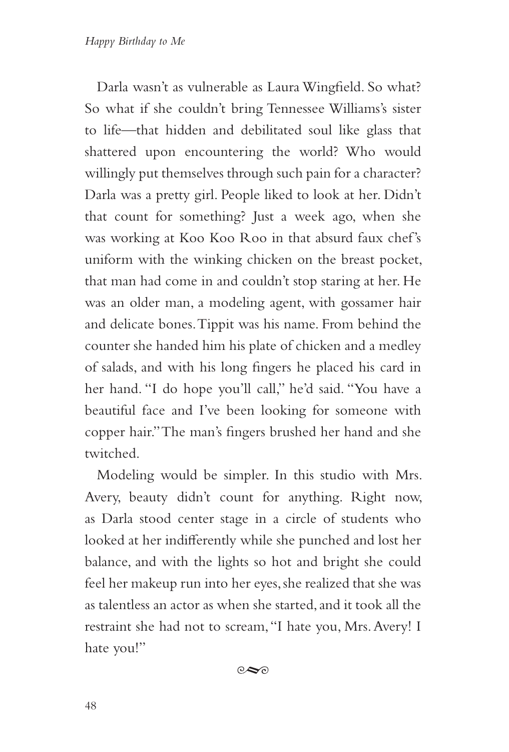Darla wasn't as vulnerable as Laura Wingfield. So what? So what if she couldn't bring Tennessee Williams's sister to life—that hidden and debilitated soul like glass that shattered upon encountering the world? Who would willingly put themselves through such pain for a character? Darla was a pretty girl. People liked to look at her. Didn't that count for something? Just a week ago, when she was working at Koo Koo Roo in that absurd faux chef's uniform with the winking chicken on the breast pocket, that man had come in and couldn't stop staring at her. He was an older man, a modeling agent, with gossamer hair and delicate bones. Tippit was his name. From behind the counter she handed him his plate of chicken and a medley of salads, and with his long fingers he placed his card in her hand. "I do hope you'll call," he'd said. "You have a beautiful face and I've been looking for someone with copper hair." The man's fingers brushed her hand and she twitched.

Modeling would be simpler. In this studio with Mrs. Avery, beauty didn't count for anything. Right now, as Darla stood center stage in a circle of students who looked at her indifferently while she punched and lost her balance, and with the lights so hot and bright she could feel her makeup run into her eyes, she realized that she was as talentless an actor as when she started, and it took all the restraint she had not to scream, "I hate you, Mrs. Avery! I hate you!"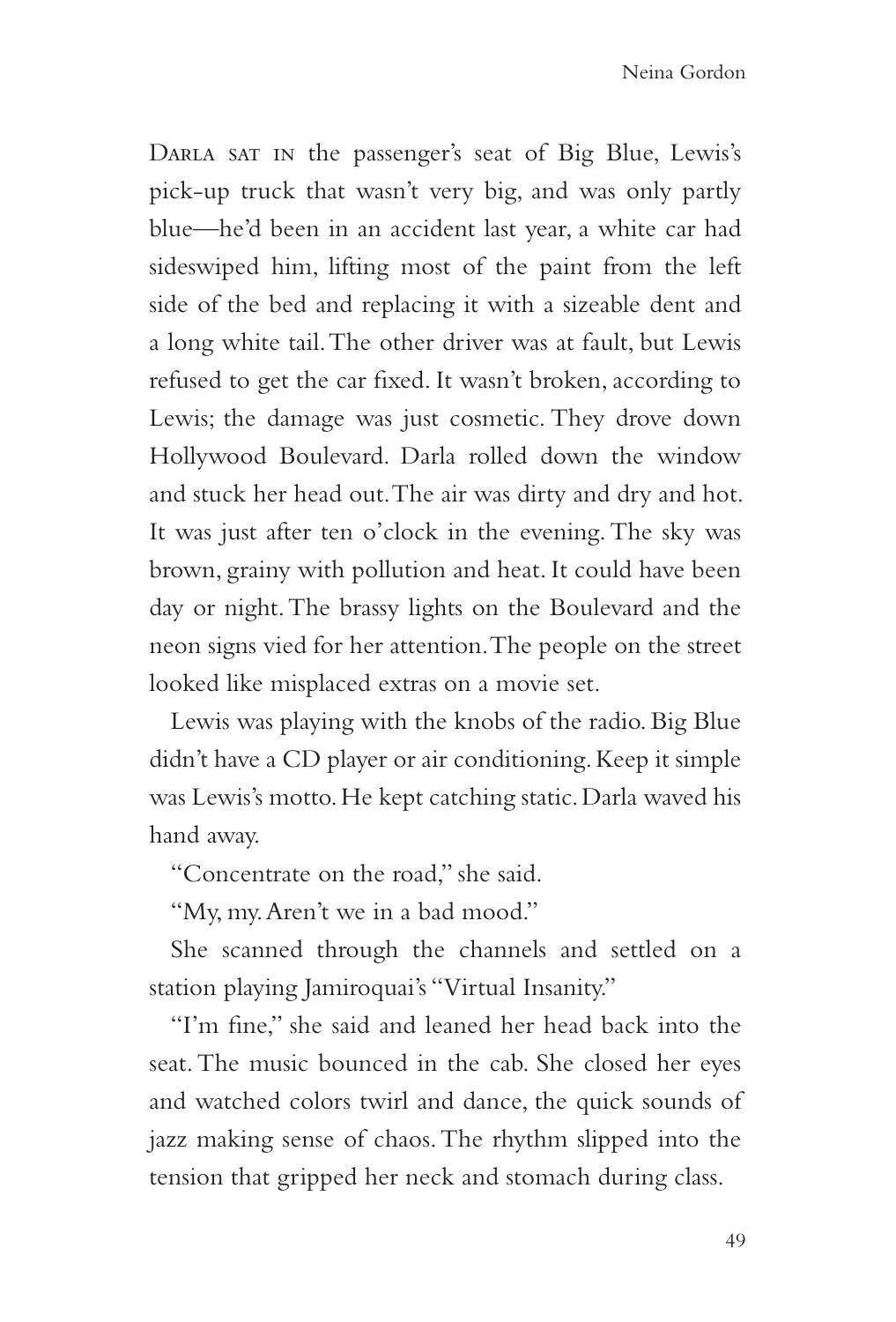Darla sat in the passenger's seat of Big Blue, Lewis's pick-up truck that wasn't very big, and was only partly blue—he'd been in an accident last year, a white car had sideswiped him, lifting most of the paint from the left side of the bed and replacing it with a sizeable dent and a long white tail. The other driver was at fault, but Lewis refused to get the car fixed. It wasn't broken, according to Lewis; the damage was just cosmetic. They drove down Hollywood Boulevard. Darla rolled down the window and stuck her head out. The air was dirty and dry and hot. It was just after ten o'clock in the evening. The sky was brown, grainy with pollution and heat. It could have been day or night. The brassy lights on the Boulevard and the neon signs vied for her attention. The people on the street looked like misplaced extras on a movie set.

Lewis was playing with the knobs of the radio. Big Blue didn't have a CD player or air conditioning. Keep it simple was Lewis's motto. He kept catching static. Darla waved his hand away.

"Concentrate on the road," she said.

"My, my. Aren't we in a bad mood."

She scanned through the channels and settled on a station playing Jamiroquai's "Virtual Insanity."

"I'm fine," she said and leaned her head back into the seat. The music bounced in the cab. She closed her eyes and watched colors twirl and dance, the quick sounds of jazz making sense of chaos. The rhythm slipped into the tension that gripped her neck and stomach during class.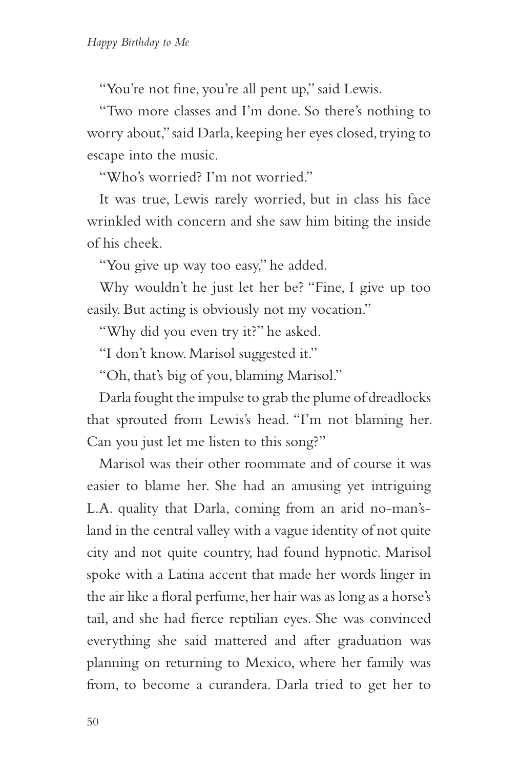"You're not fine, you're all pent up," said Lewis.

"Two more classes and I'm done. So there's nothing to worry about," said Darla, keeping her eyes closed, trying to escape into the music.

"Who's worried? I'm not worried."

It was true, Lewis rarely worried, but in class his face wrinkled with concern and she saw him biting the inside of his cheek.

"You give up way too easy," he added.

Why wouldn't he just let her be? "Fine, I give up too easily. But acting is obviously not my vocation."

"Why did you even try it?" he asked.

"I don't know. Marisol suggested it."

"Oh, that's big of you, blaming Marisol."

Darla fought the impulse to grab the plume of dreadlocks that sprouted from Lewis's head. "I'm not blaming her. Can you just let me listen to this song?"

Marisol was their other roommate and of course it was easier to blame her. She had an amusing yet intriguing L.A. quality that Darla, coming from an arid no-man's-land in the central valley with a vague identity of not quite city and not quite country, had found hypnotic. Marisol spoke with a Latina accent that made her words linger in the air like a floral perfume, her hair was as long as a horse's tail, and she had fierce reptilian eyes. She was convinced everything she said mattered and after graduation was planning on returning to Mexico, where her family was from, to become a curandera. Darla tried to get her to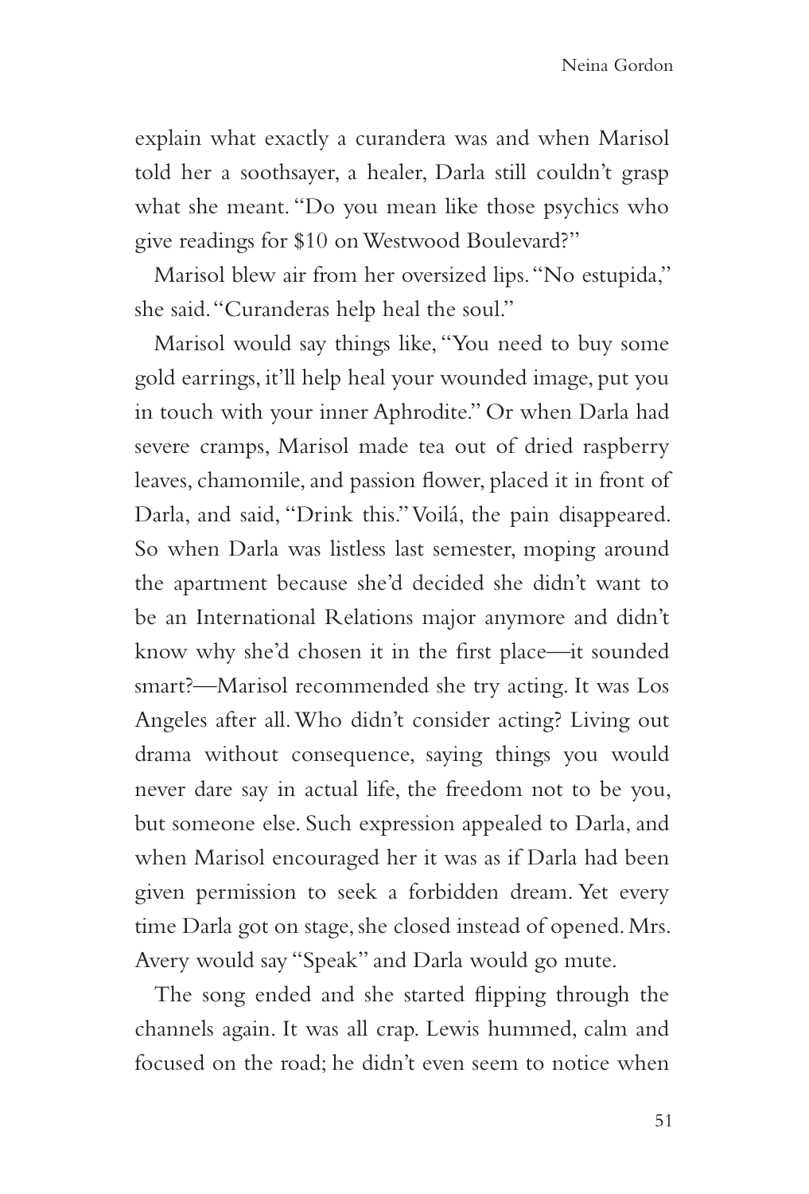explain what exactly a curandera was and when Marisol told her a soothsayer, a healer, Darla still couldn't grasp what she meant. "Do you mean like those psychics who give readings for $10 on Westwood Boulevard?"

Marisol blew air from her oversized lips. "No estupida," she said. "Curanderas help heal the soul."

Marisol would say things like, "You need to buy some gold earrings, it'll help heal your wounded image, put you in touch with your inner Aphrodite." Or when Darla had severe cramps, Marisol made tea out of dried raspberry leaves, chamomile, and passion flower, placed it in front of Darla, and said, "Drink this." Voilá, the pain disappeared. So when Darla was listless last semester, moping around the apartment because she'd decided she didn't want to be an International Relations major anymore and didn't know why she'd chosen it in the first place—it sounded smart?—Marisol recommended she try acting. It was Los Angeles after all. Who didn't consider acting? Living out drama without consequence, saying things you would never dare say in actual life, the freedom not to be you, but someone else. Such expression appealed to Darla, and when Marisol encouraged her it was as if Darla had been given permission to seek a forbidden dream. Yet every time Darla got on stage, she closed instead of opened. Mrs. Avery would say "Speak" and Darla would go mute.

The song ended and she started flipping through the channels again. It was all crap. Lewis hummed, calm and focused on the road; he didn't even seem to notice when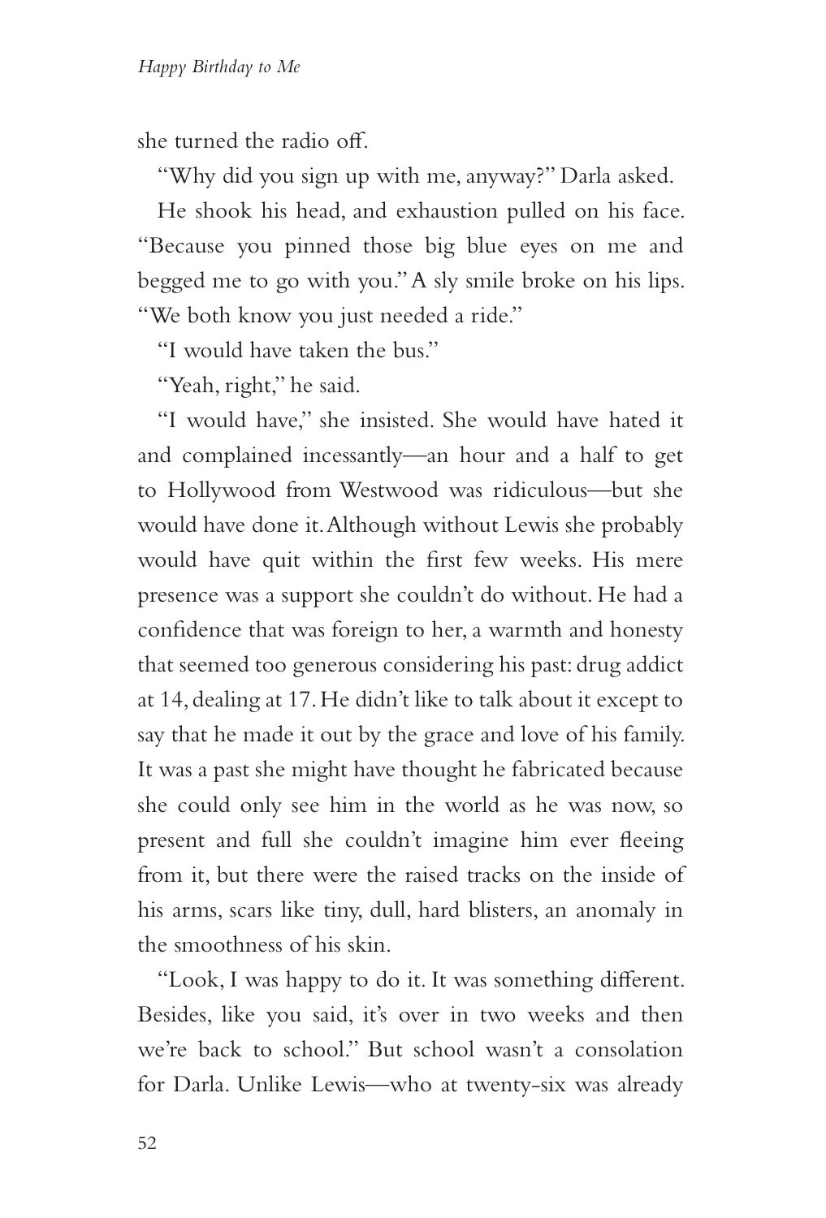she turned the radio off.

"Why did you sign up with me, anyway?" Darla asked.

He shook his head, and exhaustion pulled on his face. "Because you pinned those big blue eyes on me and begged me to go with you." A sly smile broke on his lips. "We both know you just needed a ride."

"I would have taken the bus."

"Yeah, right," he said.

"I would have," she insisted. She would have hated it and complained incessantly—an hour and a half to get to Hollywood from Westwood was ridiculous—but she would have done it. Although without Lewis she probably would have quit within the first few weeks. His mere presence was a support she couldn't do without. He had a confidence that was foreign to her, a warmth and honesty that seemed too generous considering his past: drug addict at 14, dealing at 17. He didn't like to talk about it except to say that he made it out by the grace and love of his family. It was a past she might have thought he fabricated because she could only see him in the world as he was now, so present and full she couldn't imagine him ever fleeing from it, but there were the raised tracks on the inside of his arms, scars like tiny, dull, hard blisters, an anomaly in the smoothness of his skin.

"Look, I was happy to do it. It was something different. Besides, like you said, it's over in two weeks and then we're back to school." But school wasn't a consolation for Darla. Unlike Lewis—who at twenty-six was already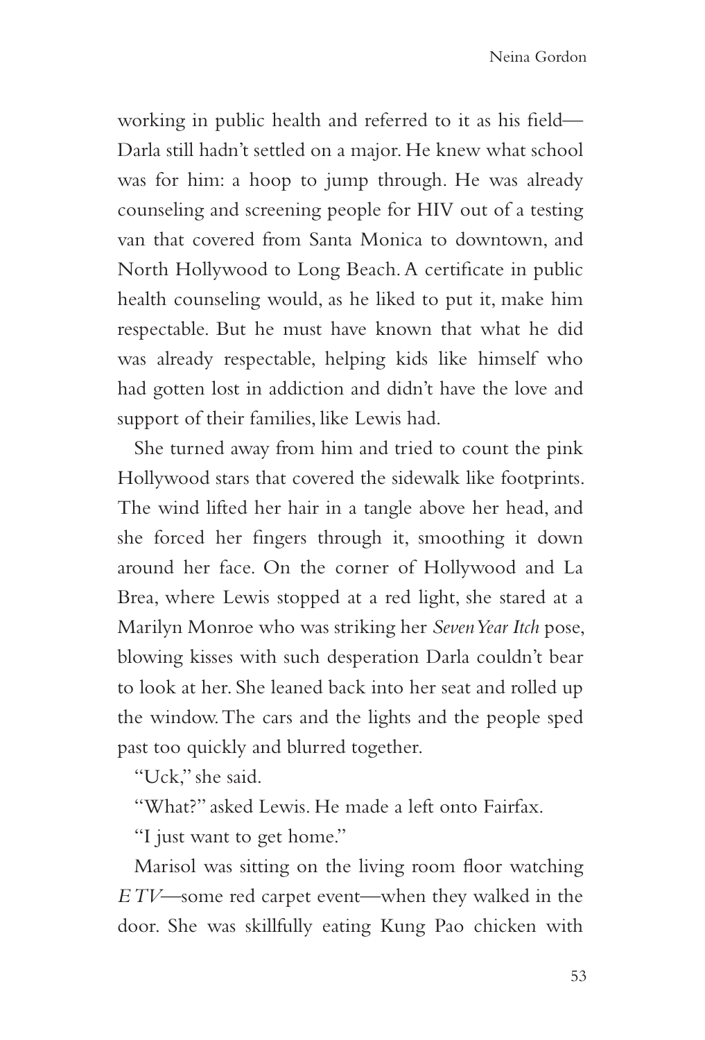working in public health and referred to it as his field—Darla still hadn't settled on a major. He knew what school was for him: a hoop to jump through. He was already counseling and screening people for HIV out of a testing van that covered from Santa Monica to downtown, and North Hollywood to Long Beach. A certificate in public health counseling would, as he liked to put it, make him respectable. But he must have known that what he did was already respectable, helping kids like himself who had gotten lost in addiction and didn't have the love and support of their families, like Lewis had.

She turned away from him and tried to count the pink Hollywood stars that covered the sidewalk like footprints. The wind lifted her hair in a tangle above her head, and she forced her fingers through it, smoothing it down around her face. On the corner of Hollywood and La Brea, where Lewis stopped at a red light, she stared at a Marilyn Monroe who was striking her *Seven Year Itch* pose, blowing kisses with such desperation Darla couldn't bear to look at her. She leaned back into her seat and rolled up the window. The cars and the lights and the people sped past too quickly and blurred together.

"Uck," she said.

"What?" asked Lewis. He made a left onto Fairfax.

"I just want to get home."

Marisol was sitting on the living room floor watching *E TV*—some red carpet event—when they walked in the door. She was skillfully eating Kung Pao chicken with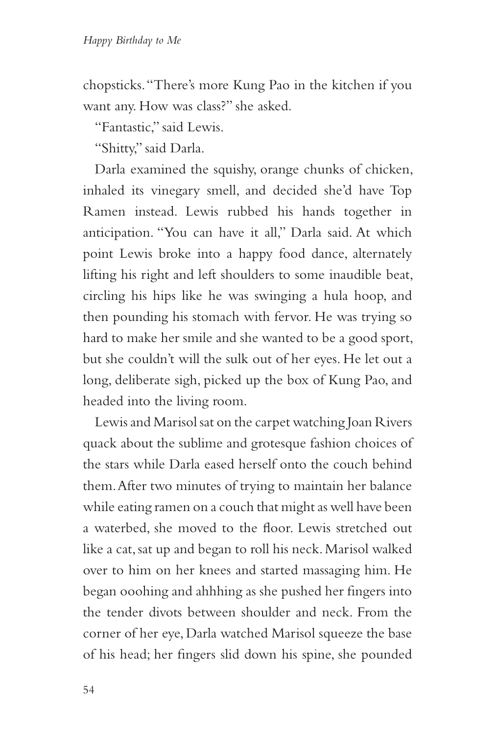chopsticks. "There's more Kung Pao in the kitchen if you want any. How was class?" she asked.

"Fantastic," said Lewis.

"Shitty," said Darla.

Darla examined the squishy, orange chunks of chicken, inhaled its vinegary smell, and decided she'd have Top Ramen instead. Lewis rubbed his hands together in anticipation. "You can have it all," Darla said. At which point Lewis broke into a happy food dance, alternately lifting his right and left shoulders to some inaudible beat, circling his hips like he was swinging a hula hoop, and then pounding his stomach with fervor. He was trying so hard to make her smile and she wanted to be a good sport, but she couldn't will the sulk out of her eyes. He let out a long, deliberate sigh, picked up the box of Kung Pao, and headed into the living room.

Lewis and Marisol sat on the carpet watching Joan Rivers quack about the sublime and grotesque fashion choices of the stars while Darla eased herself onto the couch behind them. After two minutes of trying to maintain her balance while eating ramen on a couch that might as well have been a waterbed, she moved to the floor. Lewis stretched out like a cat, sat up and began to roll his neck. Marisol walked over to him on her knees and started massaging him. He began ooohing and ahhhing as she pushed her fingers into the tender divots between shoulder and neck. From the corner of her eye, Darla watched Marisol squeeze the base of his head; her fingers slid down his spine, she pounded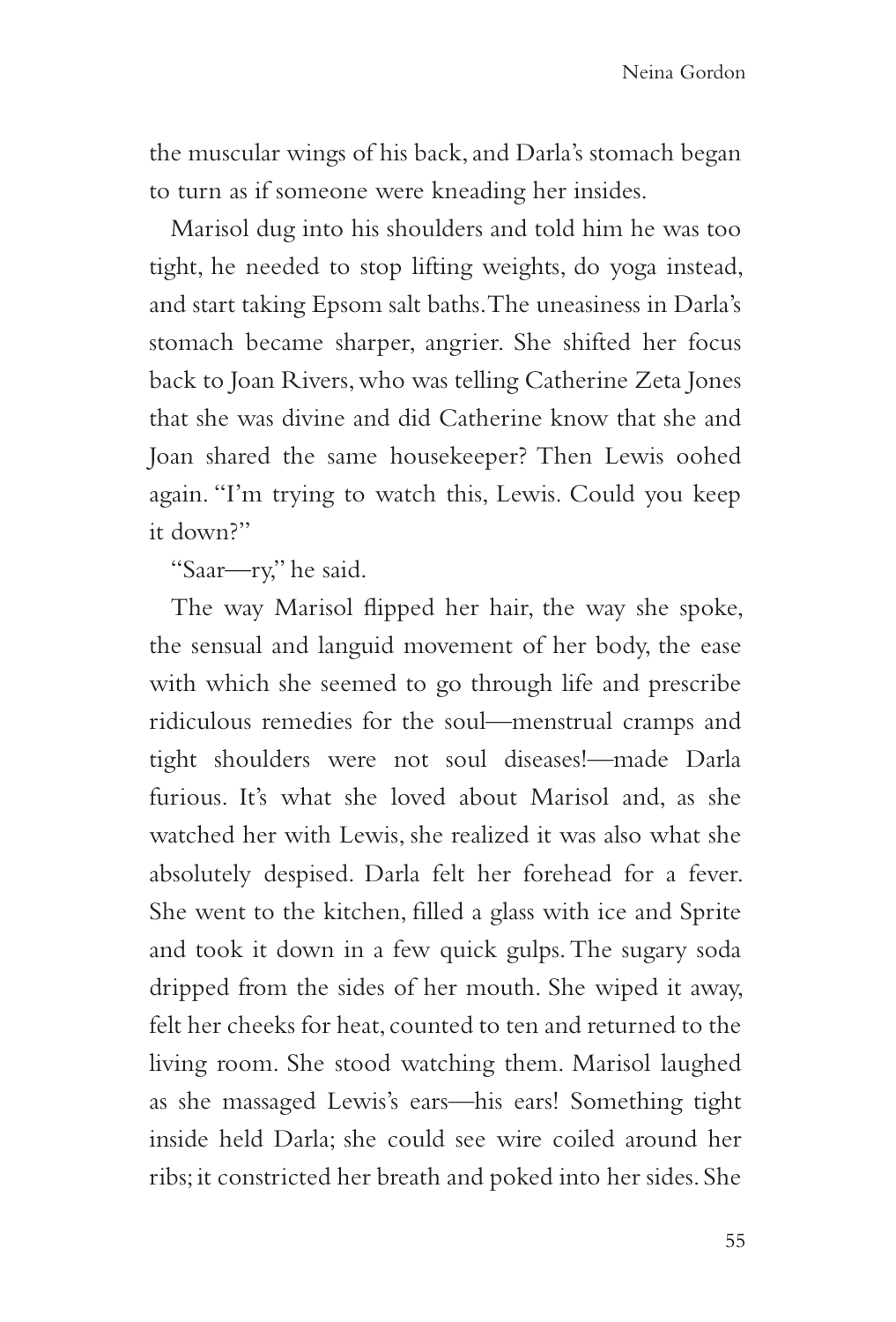the muscular wings of his back, and Darla's stomach began to turn as if someone were kneading her insides.

Marisol dug into his shoulders and told him he was too tight, he needed to stop lifting weights, do yoga instead, and start taking Epsom salt baths. The uneasiness in Darla's stomach became sharper, angrier. She shifted her focus back to Joan Rivers, who was telling Catherine Zeta Jones that she was divine and did Catherine know that she and Joan shared the same housekeeper? Then Lewis oohed again. "I'm trying to watch this, Lewis. Could you keep it down?"

"Saar—ry," he said.

The way Marisol flipped her hair, the way she spoke, the sensual and languid movement of her body, the ease with which she seemed to go through life and prescribe ridiculous remedies for the soul—menstrual cramps and tight shoulders were not soul diseases!—made Darla furious. It's what she loved about Marisol and, as she watched her with Lewis, she realized it was also what she absolutely despised. Darla felt her forehead for a fever. She went to the kitchen, filled a glass with ice and Sprite and took it down in a few quick gulps. The sugary soda dripped from the sides of her mouth. She wiped it away, felt her cheeks for heat, counted to ten and returned to the living room. She stood watching them. Marisol laughed as she massaged Lewis's ears—his ears! Something tight inside held Darla; she could see wire coiled around her ribs; it constricted her breath and poked into her sides. She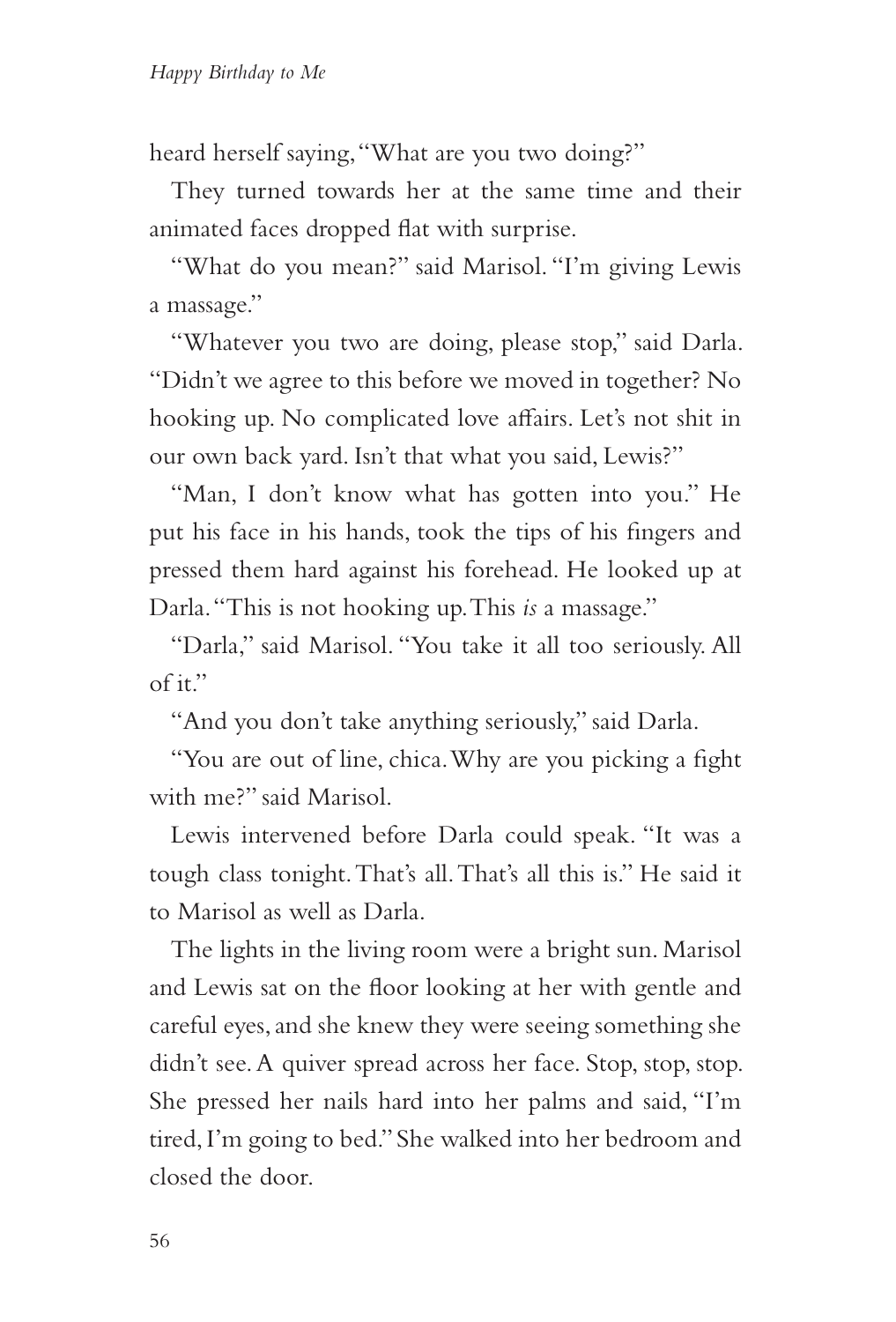heard herself saying, "What are you two doing?"

They turned towards her at the same time and their animated faces dropped flat with surprise.

"What do you mean?" said Marisol. "I'm giving Lewis a massage."

"Whatever you two are doing, please stop," said Darla. "Didn't we agree to this before we moved in together? No hooking up. No complicated love affairs. Let's not shit in our own back yard. Isn't that what you said, Lewis?"

"Man, I don't know what has gotten into you." He put his face in his hands, took the tips of his fingers and pressed them hard against his forehead. He looked up at Darla. "This is not hooking up. This *is* a massage."

"Darla," said Marisol. "You take it all too seriously. All of it."

"And you don't take anything seriously," said Darla.

"You are out of line, chica. Why are you picking a fight with me?" said Marisol.

Lewis intervened before Darla could speak. "It was a tough class tonight. That's all. That's all this is." He said it to Marisol as well as Darla.

The lights in the living room were a bright sun. Marisol and Lewis sat on the floor looking at her with gentle and careful eyes, and she knew they were seeing something she didn't see. A quiver spread across her face. Stop, stop, stop. She pressed her nails hard into her palms and said, "I'm tired, I'm going to bed." She walked into her bedroom and closed the door.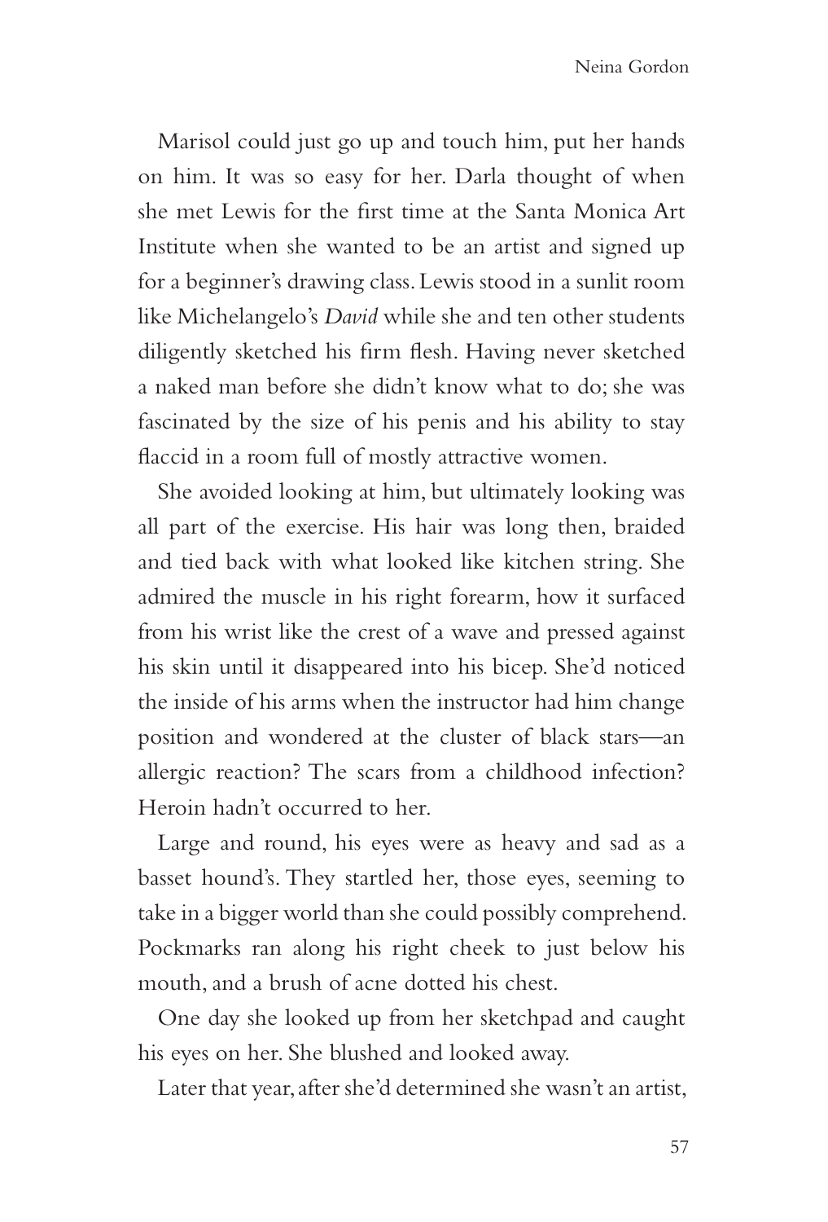Marisol could just go up and touch him, put her hands on him. It was so easy for her. Darla thought of when she met Lewis for the first time at the Santa Monica Art Institute when she wanted to be an artist and signed up for a beginner's drawing class. Lewis stood in a sunlit room like Michelangelo's *David* while she and ten other students diligently sketched his firm flesh. Having never sketched a naked man before she didn't know what to do; she was fascinated by the size of his penis and his ability to stay flaccid in a room full of mostly attractive women.

She avoided looking at him, but ultimately looking was all part of the exercise. His hair was long then, braided and tied back with what looked like kitchen string. She admired the muscle in his right forearm, how it surfaced from his wrist like the crest of a wave and pressed against his skin until it disappeared into his bicep. She'd noticed the inside of his arms when the instructor had him change position and wondered at the cluster of black stars—an allergic reaction? The scars from a childhood infection? Heroin hadn't occurred to her.

Large and round, his eyes were as heavy and sad as a basset hound's. They startled her, those eyes, seeming to take in a bigger world than she could possibly comprehend. Pockmarks ran along his right cheek to just below his mouth, and a brush of acne dotted his chest.

One day she looked up from her sketchpad and caught his eyes on her. She blushed and looked away.

Later that year, after she'd determined she wasn't an artist,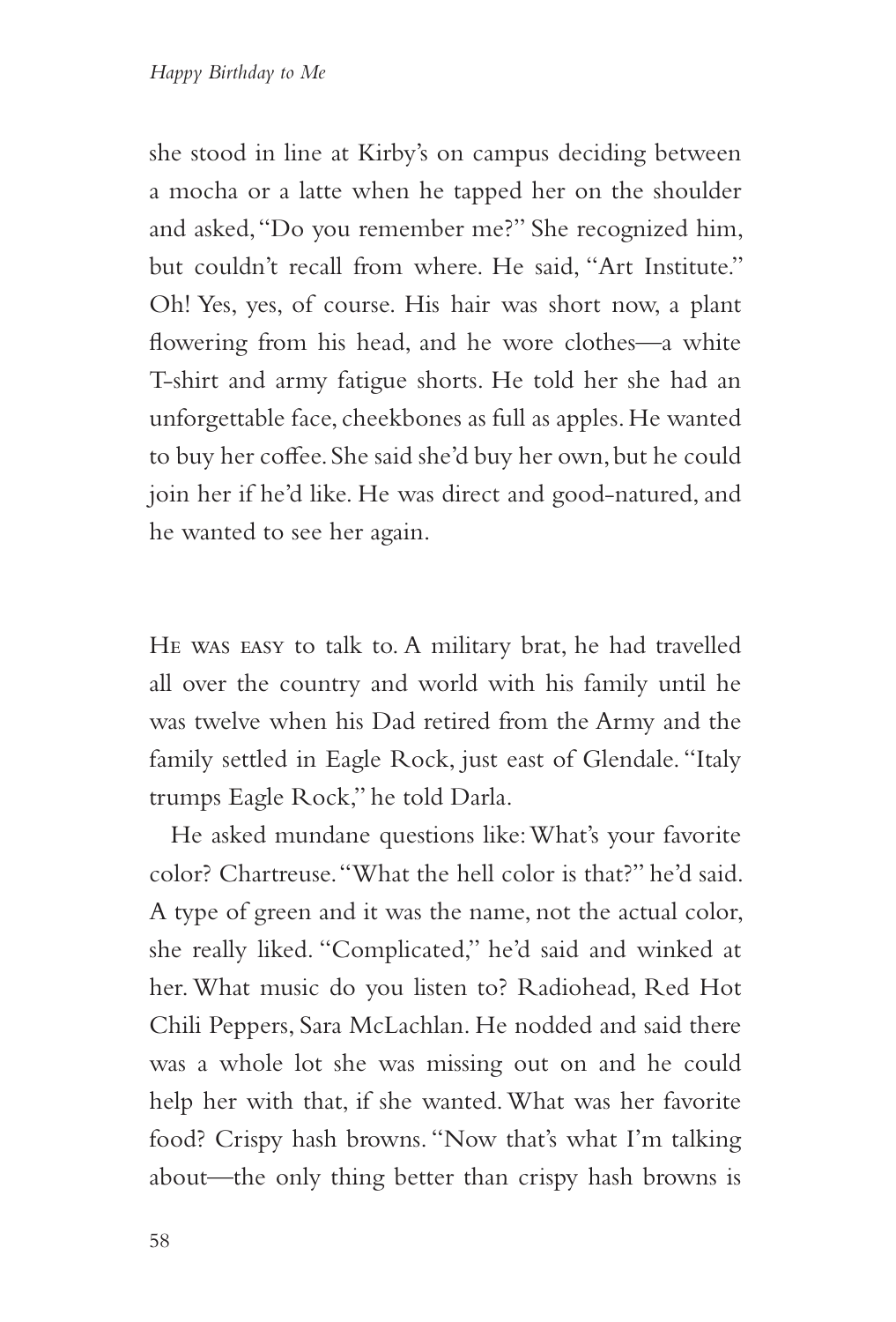she stood in line at Kirby's on campus deciding between a mocha or a latte when he tapped her on the shoulder and asked, "Do you remember me?" She recognized him, but couldn't recall from where. He said, "Art Institute." Oh! Yes, yes, of course. His hair was short now, a plant flowering from his head, and he wore clothes—a white T-shirt and army fatigue shorts. He told her she had an unforgettable face, cheekbones as full as apples. He wanted to buy her coffee. She said she'd buy her own, but he could join her if he'd like. He was direct and good-natured, and he wanted to see her again.

He was easy to talk to. A military brat, he had travelled all over the country and world with his family until he was twelve when his Dad retired from the Army and the family settled in Eagle Rock, just east of Glendale. "Italy trumps Eagle Rock," he told Darla.

He asked mundane questions like: What's your favorite color? Chartreuse. "What the hell color is that?" he'd said. A type of green and it was the name, not the actual color, she really liked. "Complicated," he'd said and winked at her. What music do you listen to? Radiohead, Red Hot Chili Peppers, Sara McLachlan. He nodded and said there was a whole lot she was missing out on and he could help her with that, if she wanted. What was her favorite food? Crispy hash browns. "Now that's what I'm talking about—the only thing better than crispy hash browns is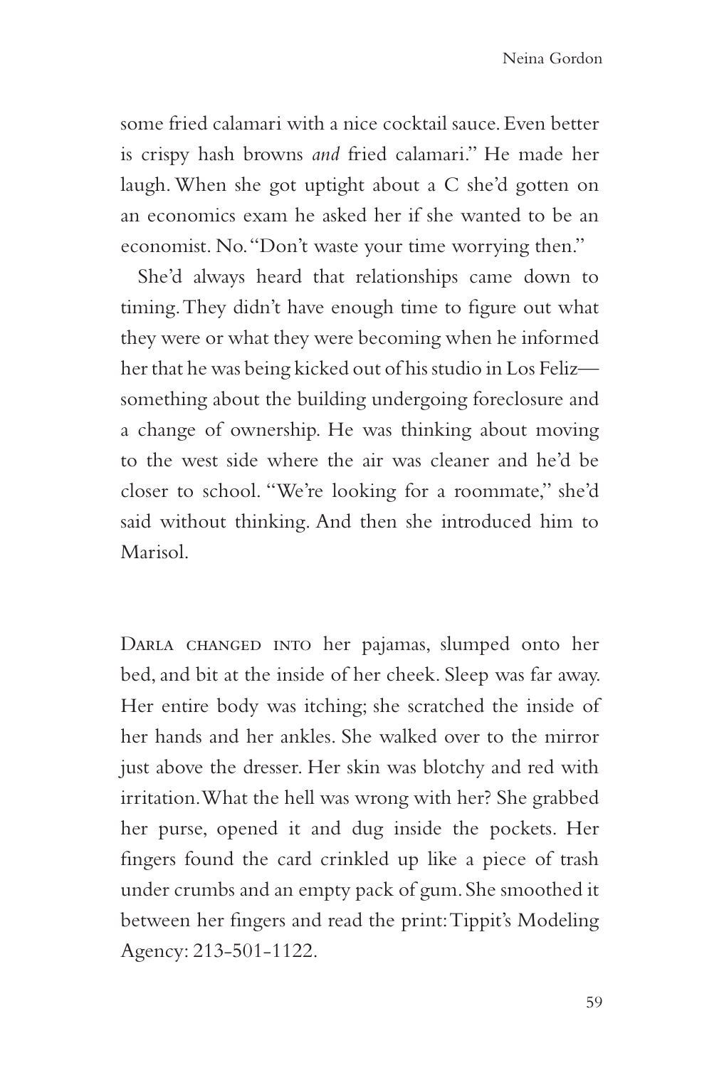some fried calamari with a nice cocktail sauce. Even better is crispy hash browns *and* fried calamari." He made her laugh. When she got uptight about a C she'd gotten on an economics exam he asked her if she wanted to be an economist. No. "Don't waste your time worrying then."

She'd always heard that relationships came down to timing. They didn't have enough time to figure out what they were or what they were becoming when he informed her that he was being kicked out of his studio in Los Feliz—something about the building undergoing foreclosure and a change of ownership. He was thinking about moving to the west side where the air was cleaner and he'd be closer to school. "We're looking for a roommate," she'd said without thinking. And then she introduced him to Marisol.

Darla changed into her pajamas, slumped onto her bed, and bit at the inside of her cheek. Sleep was far away. Her entire body was itching; she scratched the inside of her hands and her ankles. She walked over to the mirror just above the dresser. Her skin was blotchy and red with irritation. What the hell was wrong with her? She grabbed her purse, opened it and dug inside the pockets. Her fingers found the card crinkled up like a piece of trash under crumbs and an empty pack of gum. She smoothed it between her fingers and read the print: Tippit's Modeling Agency: 213-501-1122.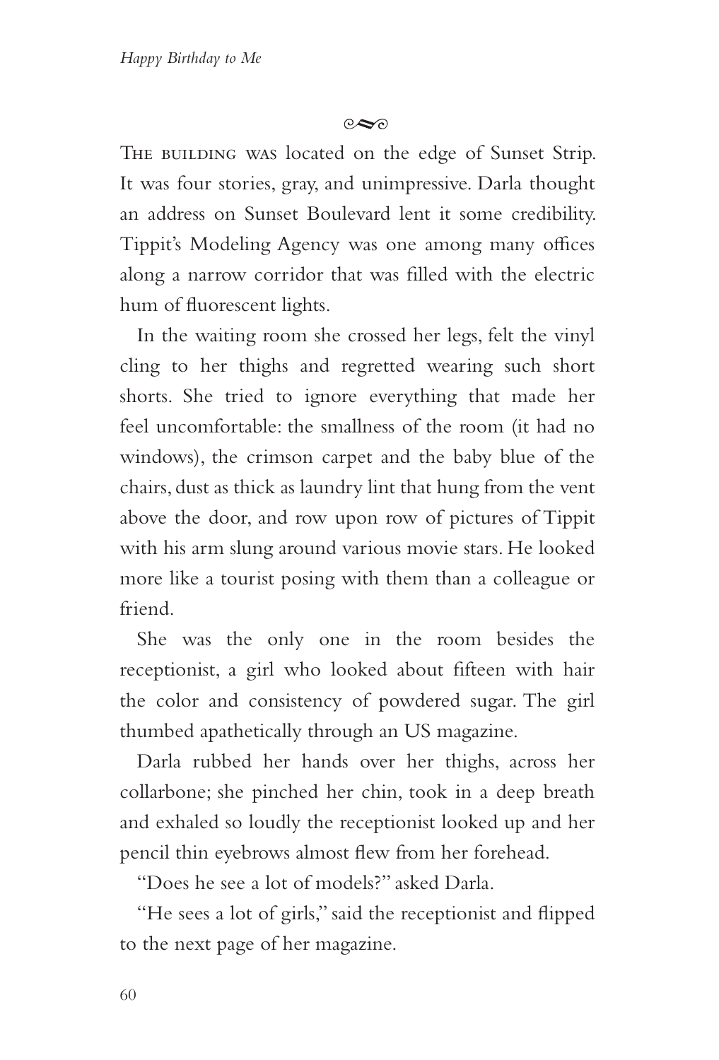THE BUILDING WAS located on the edge of Sunset Strip. It was four stories, gray, and unimpressive. Darla thought an address on Sunset Boulevard lent it some credibility. Tippit's Modeling Agency was one among many offices along a narrow corridor that was filled with the electric hum of fluorescent lights.

In the waiting room she crossed her legs, felt the vinyl cling to her thighs and regretted wearing such short shorts. She tried to ignore everything that made her feel uncomfortable: the smallness of the room (it had no windows), the crimson carpet and the baby blue of the chairs, dust as thick as laundry lint that hung from the vent above the door, and row upon row of pictures of Tippit with his arm slung around various movie stars. He looked more like a tourist posing with them than a colleague or friend.

She was the only one in the room besides the receptionist, a girl who looked about fifteen with hair the color and consistency of powdered sugar. The girl thumbed apathetically through an US magazine.

Darla rubbed her hands over her thighs, across her collarbone; she pinched her chin, took in a deep breath and exhaled so loudly the receptionist looked up and her pencil thin eyebrows almost flew from her forehead.

"Does he see a lot of models?" asked Darla.

"He sees a lot of girls," said the receptionist and flipped to the next page of her magazine.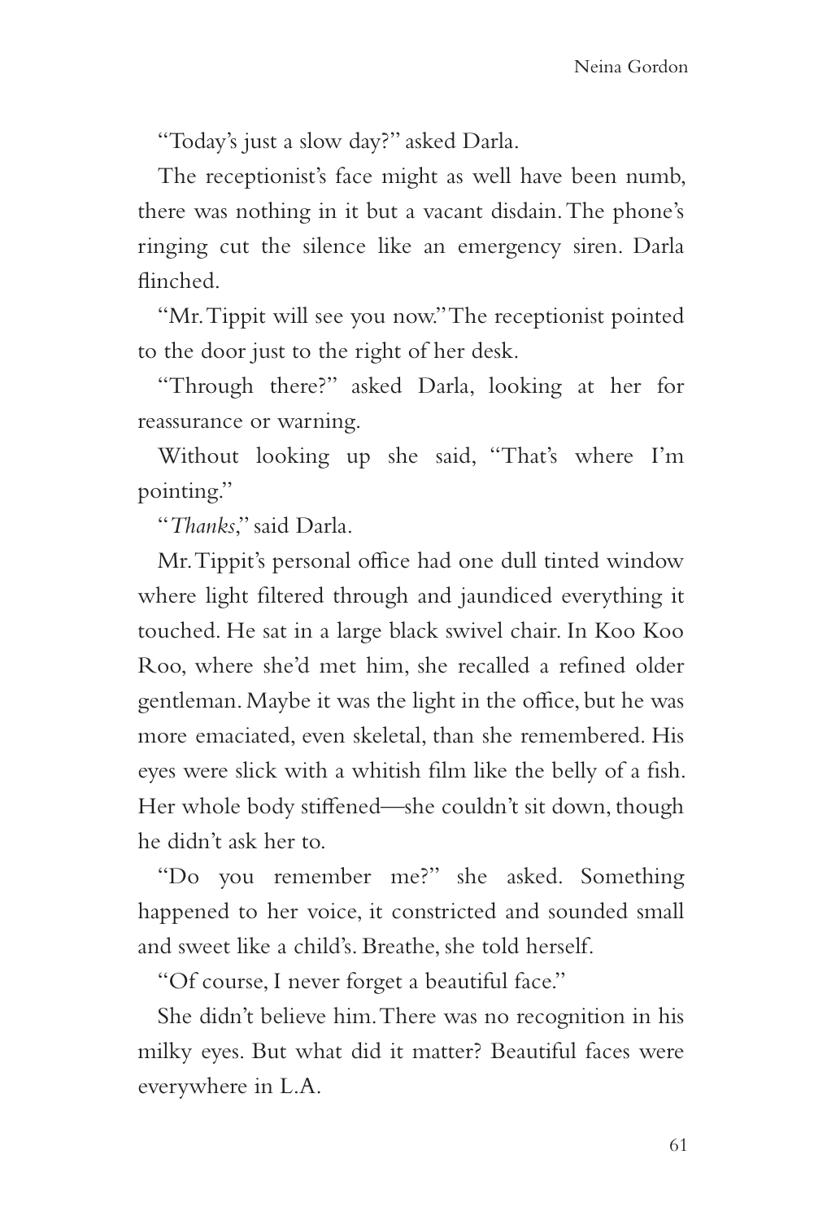"Today's just a slow day?" asked Darla.

The receptionist's face might as well have been numb, there was nothing in it but a vacant disdain. The phone's ringing cut the silence like an emergency siren. Darla flinched.

"Mr. Tippit will see you now." The receptionist pointed to the door just to the right of her desk.

"Through there?" asked Darla, looking at her for reassurance or warning.

Without looking up she said, "That's where I'm pointing."

"*Thanks*," said Darla.

Mr. Tippit's personal office had one dull tinted window where light filtered through and jaundiced everything it touched. He sat in a large black swivel chair. In Koo Koo Roo, where she'd met him, she recalled a refined older gentleman. Maybe it was the light in the office, but he was more emaciated, even skeletal, than she remembered. His eyes were slick with a whitish film like the belly of a fish. Her whole body stiffened—she couldn't sit down, though he didn't ask her to.

"Do you remember me?" she asked. Something happened to her voice, it constricted and sounded small and sweet like a child's. Breathe, she told herself.

"Of course, I never forget a beautiful face."

She didn't believe him. There was no recognition in his milky eyes. But what did it matter? Beautiful faces were everywhere in L.A.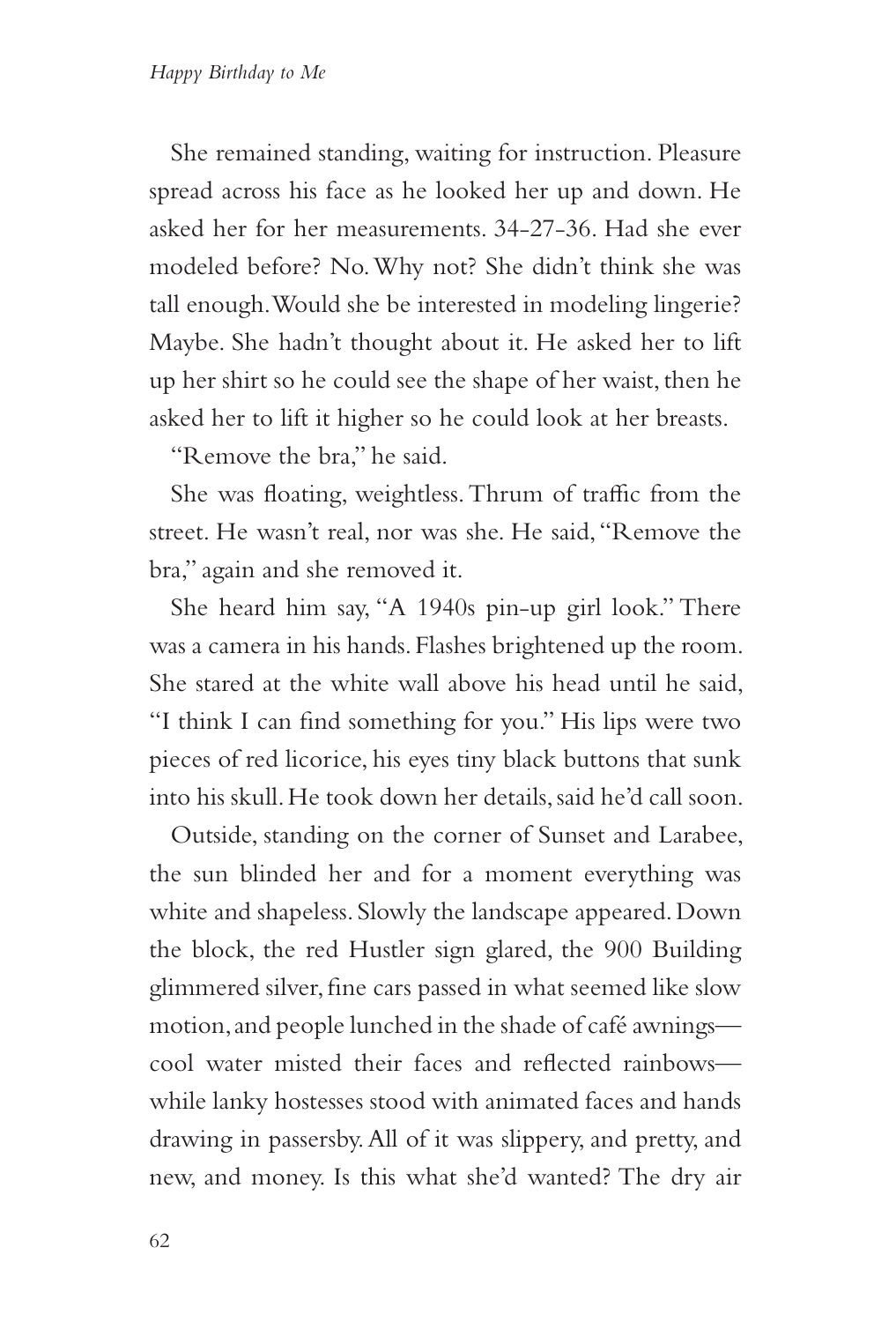She remained standing, waiting for instruction. Pleasure spread across his face as he looked her up and down. He asked her for her measurements. 34-27-36. Had she ever modeled before? No. Why not? She didn't think she was tall enough. Would she be interested in modeling lingerie? Maybe. She hadn't thought about it. He asked her to lift up her shirt so he could see the shape of her waist, then he asked her to lift it higher so he could look at her breasts.

"Remove the bra," he said.

She was floating, weightless. Thrum of traffic from the street. He wasn't real, nor was she. He said, "Remove the bra," again and she removed it.

She heard him say, "A 1940s pin-up girl look." There was a camera in his hands. Flashes brightened up the room. She stared at the white wall above his head until he said, "I think I can find something for you." His lips were two pieces of red licorice, his eyes tiny black buttons that sunk into his skull. He took down her details, said he'd call soon.

Outside, standing on the corner of Sunset and Larabee, the sun blinded her and for a moment everything was white and shapeless. Slowly the landscape appeared. Down the block, the red Hustler sign glared, the 900 Building glimmered silver, fine cars passed in what seemed like slow motion, and people lunched in the shade of café awnings—cool water misted their faces and reflected rainbows—while lanky hostesses stood with animated faces and hands drawing in passersby. All of it was slippery, and pretty, and new, and money. Is this what she'd wanted? The dry air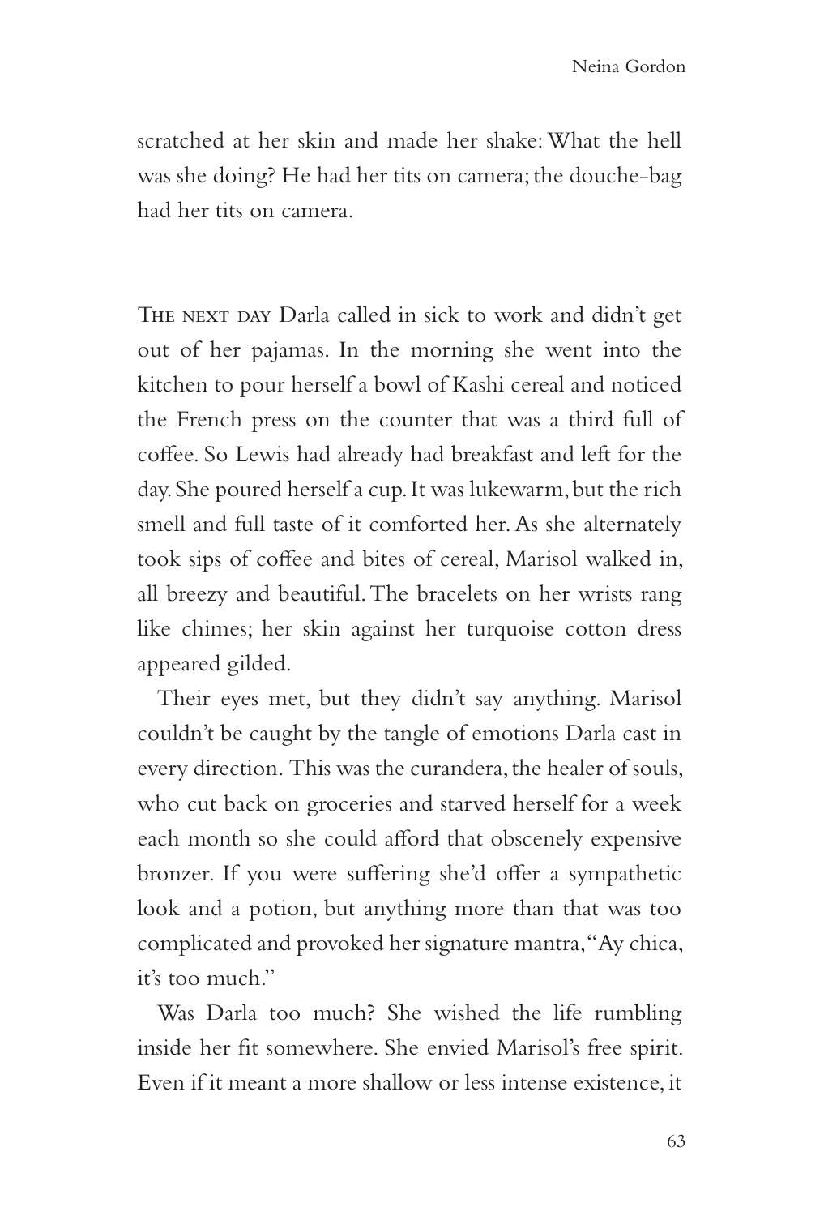scratched at her skin and made her shake: What the hell was she doing? He had her tits on camera; the douche-bag had her tits on camera.

The next day Darla called in sick to work and didn't get out of her pajamas. In the morning she went into the kitchen to pour herself a bowl of Kashi cereal and noticed the French press on the counter that was a third full of coffee. So Lewis had already had breakfast and left for the day. She poured herself a cup. It was lukewarm, but the rich smell and full taste of it comforted her. As she alternately took sips of coffee and bites of cereal, Marisol walked in, all breezy and beautiful. The bracelets on her wrists rang like chimes; her skin against her turquoise cotton dress appeared gilded.

Their eyes met, but they didn't say anything. Marisol couldn't be caught by the tangle of emotions Darla cast in every direction. This was the curandera, the healer of souls, who cut back on groceries and starved herself for a week each month so she could afford that obscenely expensive bronzer. If you were suffering she'd offer a sympathetic look and a potion, but anything more than that was too complicated and provoked her signature mantra, "Ay chica, it's too much."

Was Darla too much? She wished the life rumbling inside her fit somewhere. She envied Marisol's free spirit. Even if it meant a more shallow or less intense existence, it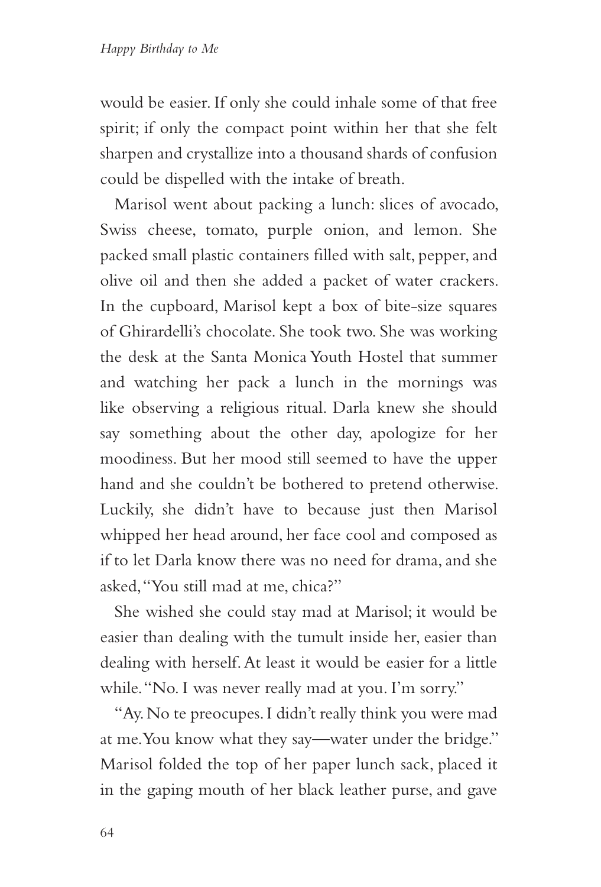would be easier. If only she could inhale some of that free spirit; if only the compact point within her that she felt sharpen and crystallize into a thousand shards of confusion could be dispelled with the intake of breath.

Marisol went about packing a lunch: slices of avocado, Swiss cheese, tomato, purple onion, and lemon. She packed small plastic containers filled with salt, pepper, and olive oil and then she added a packet of water crackers. In the cupboard, Marisol kept a box of bite-size squares of Ghirardelli's chocolate. She took two. She was working the desk at the Santa Monica Youth Hostel that summer and watching her pack a lunch in the mornings was like observing a religious ritual. Darla knew she should say something about the other day, apologize for her moodiness. But her mood still seemed to have the upper hand and she couldn't be bothered to pretend otherwise. Luckily, she didn't have to because just then Marisol whipped her head around, her face cool and composed as if to let Darla know there was no need for drama, and she asked, "You still mad at me, chica?"

She wished she could stay mad at Marisol; it would be easier than dealing with the tumult inside her, easier than dealing with herself. At least it would be easier for a little while. "No. I was never really mad at you. I'm sorry."

"Ay. No te preocupes. I didn't really think you were mad at me. You know what they say—water under the bridge." Marisol folded the top of her paper lunch sack, placed it in the gaping mouth of her black leather purse, and gave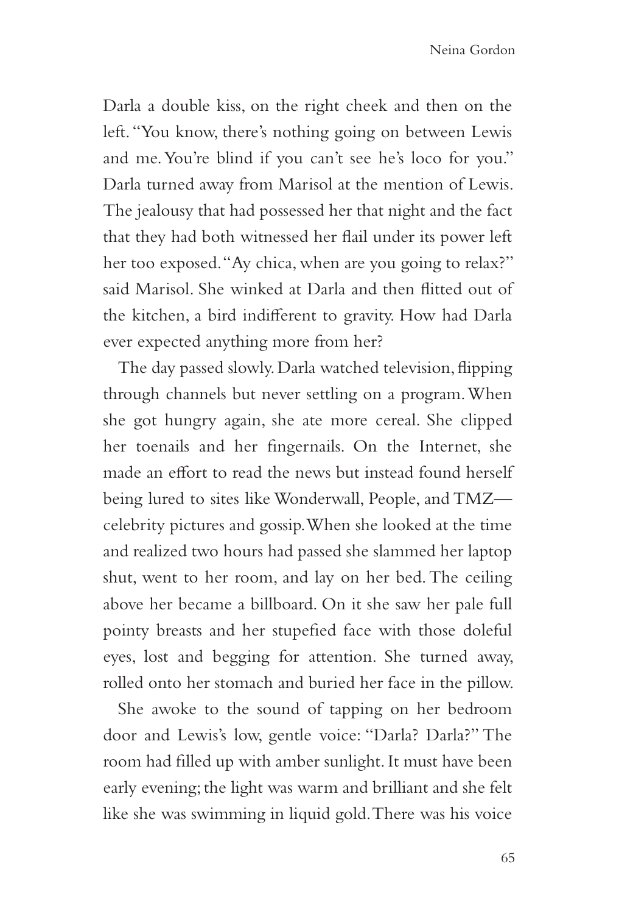Darla a double kiss, on the right cheek and then on the left. "You know, there's nothing going on between Lewis and me. You're blind if you can't see he's loco for you." Darla turned away from Marisol at the mention of Lewis. The jealousy that had possessed her that night and the fact that they had both witnessed her flail under its power left her too exposed. "Ay chica, when are you going to relax?" said Marisol. She winked at Darla and then flitted out of the kitchen, a bird indifferent to gravity. How had Darla ever expected anything more from her?

The day passed slowly. Darla watched television, flipping through channels but never settling on a program. When she got hungry again, she ate more cereal. She clipped her toenails and her fingernails. On the Internet, she made an effort to read the news but instead found herself being lured to sites like Wonderwall, People, and TMZ—celebrity pictures and gossip. When she looked at the time and realized two hours had passed she slammed her laptop shut, went to her room, and lay on her bed. The ceiling above her became a billboard. On it she saw her pale full pointy breasts and her stupefied face with those doleful eyes, lost and begging for attention. She turned away, rolled onto her stomach and buried her face in the pillow.

She awoke to the sound of tapping on her bedroom door and Lewis's low, gentle voice: "Darla? Darla?" The room had filled up with amber sunlight. It must have been early evening; the light was warm and brilliant and she felt like she was swimming in liquid gold. There was his voice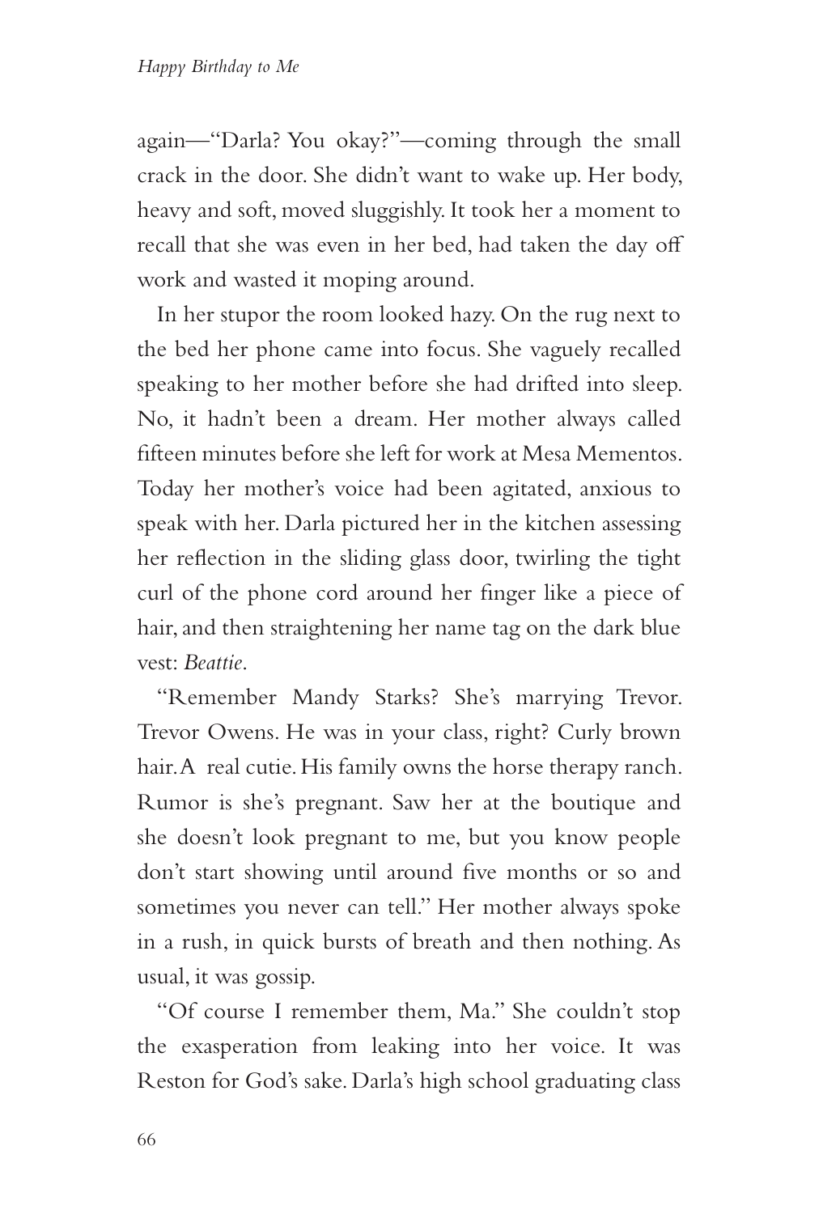again—"Darla? You okay?"—coming through the small crack in the door. She didn't want to wake up. Her body, heavy and soft, moved sluggishly. It took her a moment to recall that she was even in her bed, had taken the day off work and wasted it moping around.

In her stupor the room looked hazy. On the rug next to the bed her phone came into focus. She vaguely recalled speaking to her mother before she had drifted into sleep. No, it hadn't been a dream. Her mother always called fifteen minutes before she left for work at Mesa Mementos. Today her mother's voice had been agitated, anxious to speak with her. Darla pictured her in the kitchen assessing her reflection in the sliding glass door, twirling the tight curl of the phone cord around her finger like a piece of hair, and then straightening her name tag on the dark blue vest: *Beattie*.

"Remember Mandy Starks? She's marrying Trevor. Trevor Owens. He was in your class, right? Curly brown hair. A real cutie. His family owns the horse therapy ranch. Rumor is she's pregnant. Saw her at the boutique and she doesn't look pregnant to me, but you know people don't start showing until around five months or so and sometimes you never can tell." Her mother always spoke in a rush, in quick bursts of breath and then nothing. As usual, it was gossip.

"Of course I remember them, Ma." She couldn't stop the exasperation from leaking into her voice. It was Reston for God's sake. Darla's high school graduating class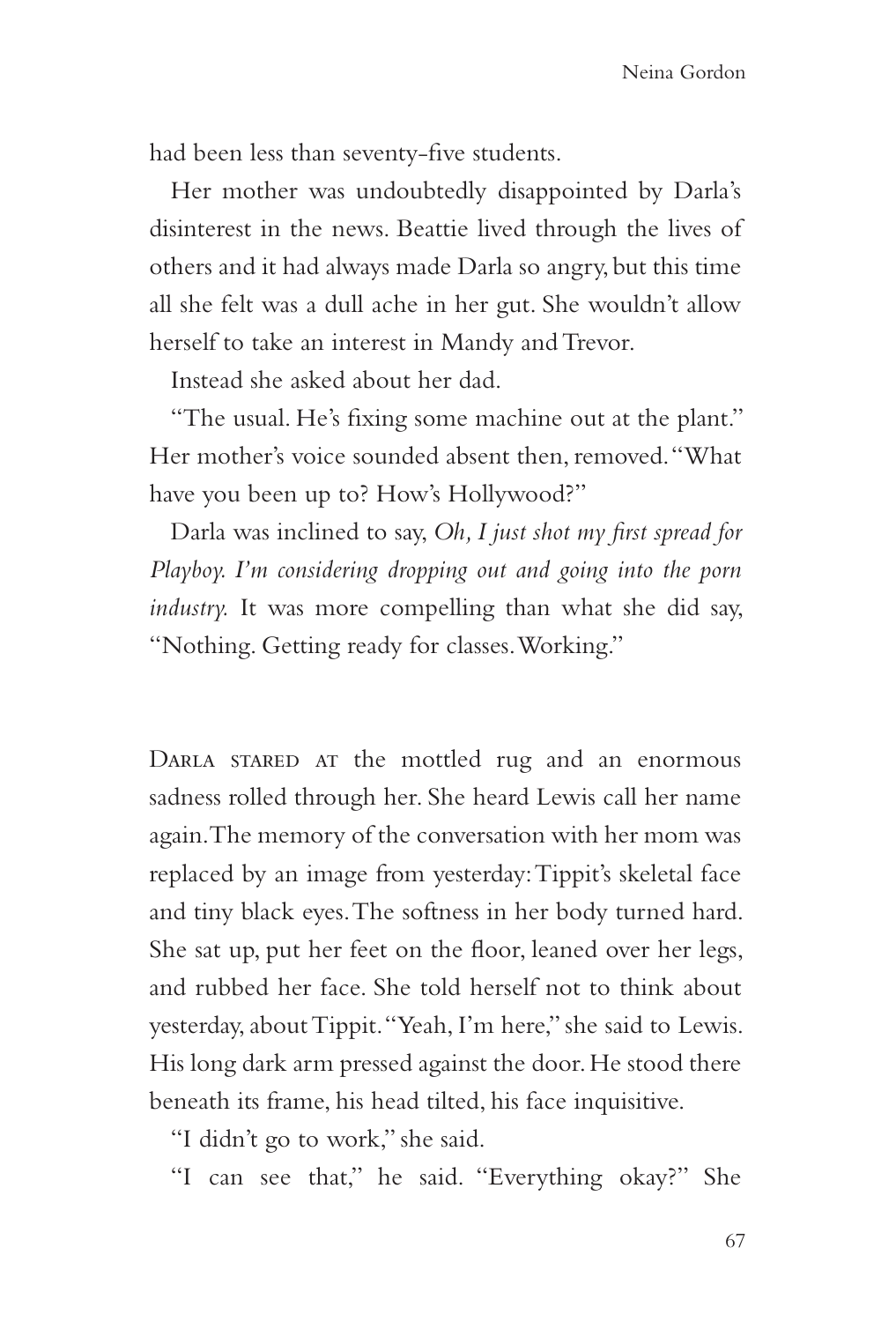had been less than seventy-five students.

Her mother was undoubtedly disappointed by Darla's disinterest in the news. Beattie lived through the lives of others and it had always made Darla so angry, but this time all she felt was a dull ache in her gut. She wouldn't allow herself to take an interest in Mandy and Trevor.

Instead she asked about her dad.

"The usual. He's fixing some machine out at the plant." Her mother's voice sounded absent then, removed. "What have you been up to? How's Hollywood?"

Darla was inclined to say, *Oh, I just shot my first spread for Playboy. I'm considering dropping out and going into the porn industry.* It was more compelling than what she did say, "Nothing. Getting ready for classes. Working."

Darla stared at the mottled rug and an enormous sadness rolled through her. She heard Lewis call her name again. The memory of the conversation with her mom was replaced by an image from yesterday: Tippit's skeletal face and tiny black eyes. The softness in her body turned hard. She sat up, put her feet on the floor, leaned over her legs, and rubbed her face. She told herself not to think about yesterday, about Tippit. "Yeah, I'm here," she said to Lewis. His long dark arm pressed against the door. He stood there beneath its frame, his head tilted, his face inquisitive.

"I didn't go to work," she said.

"I can see that," he said. "Everything okay?" She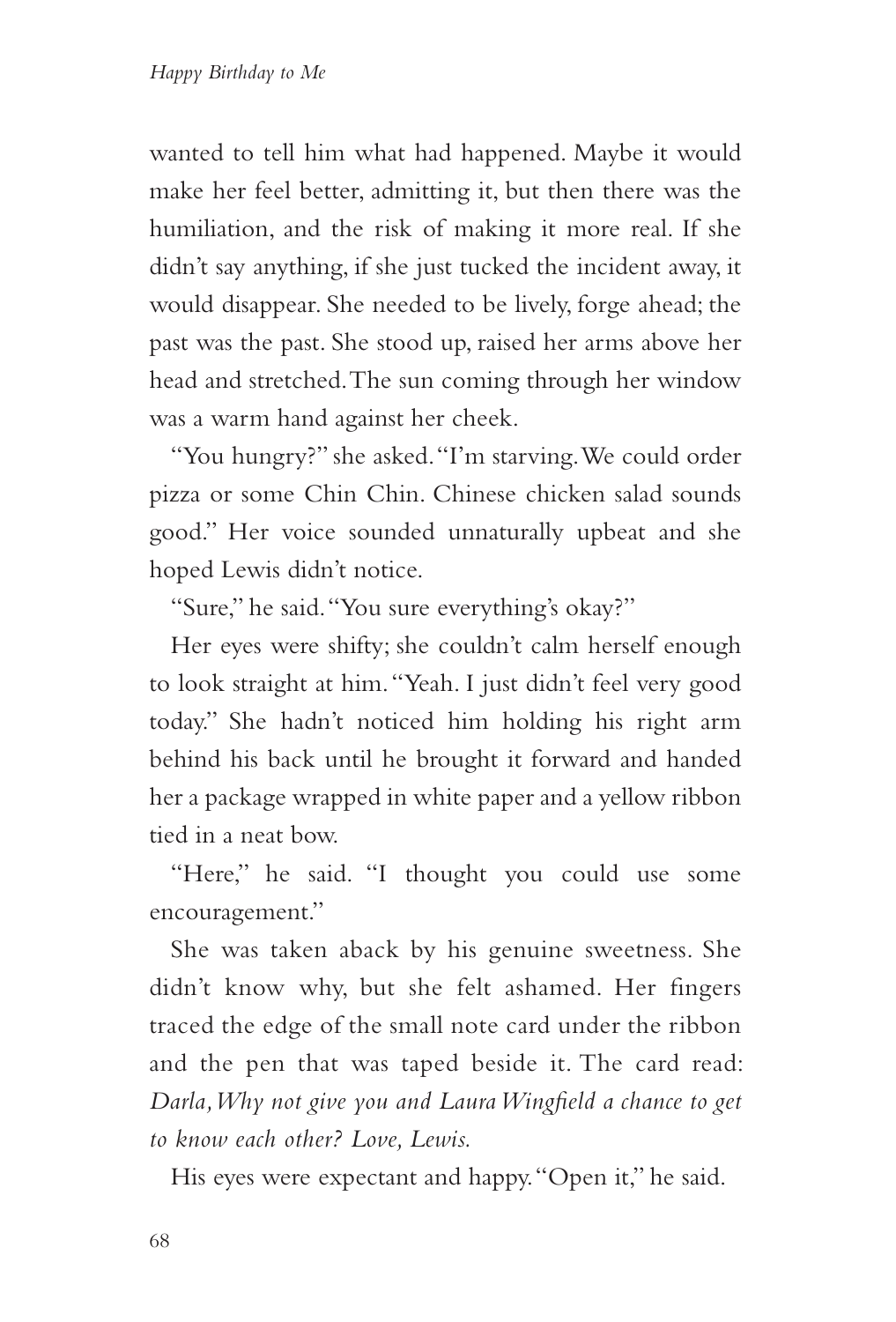wanted to tell him what had happened. Maybe it would make her feel better, admitting it, but then there was the humiliation, and the risk of making it more real. If she didn't say anything, if she just tucked the incident away, it would disappear. She needed to be lively, forge ahead; the past was the past. She stood up, raised her arms above her head and stretched. The sun coming through her window was a warm hand against her cheek.

"You hungry?" she asked. "I'm starving. We could order pizza or some Chin Chin. Chinese chicken salad sounds good." Her voice sounded unnaturally upbeat and she hoped Lewis didn't notice.

"Sure," he said. "You sure everything's okay?"

Her eyes were shifty; she couldn't calm herself enough to look straight at him. "Yeah. I just didn't feel very good today." She hadn't noticed him holding his right arm behind his back until he brought it forward and handed her a package wrapped in white paper and a yellow ribbon tied in a neat bow.

"Here," he said. "I thought you could use some encouragement."

She was taken aback by his genuine sweetness. She didn't know why, but she felt ashamed. Her fingers traced the edge of the small note card under the ribbon and the pen that was taped beside it. The card read: *Darla, Why not give you and Laura Wingfield a chance to get to know each other? Love, Lewis.*

His eyes were expectant and happy. "Open it," he said.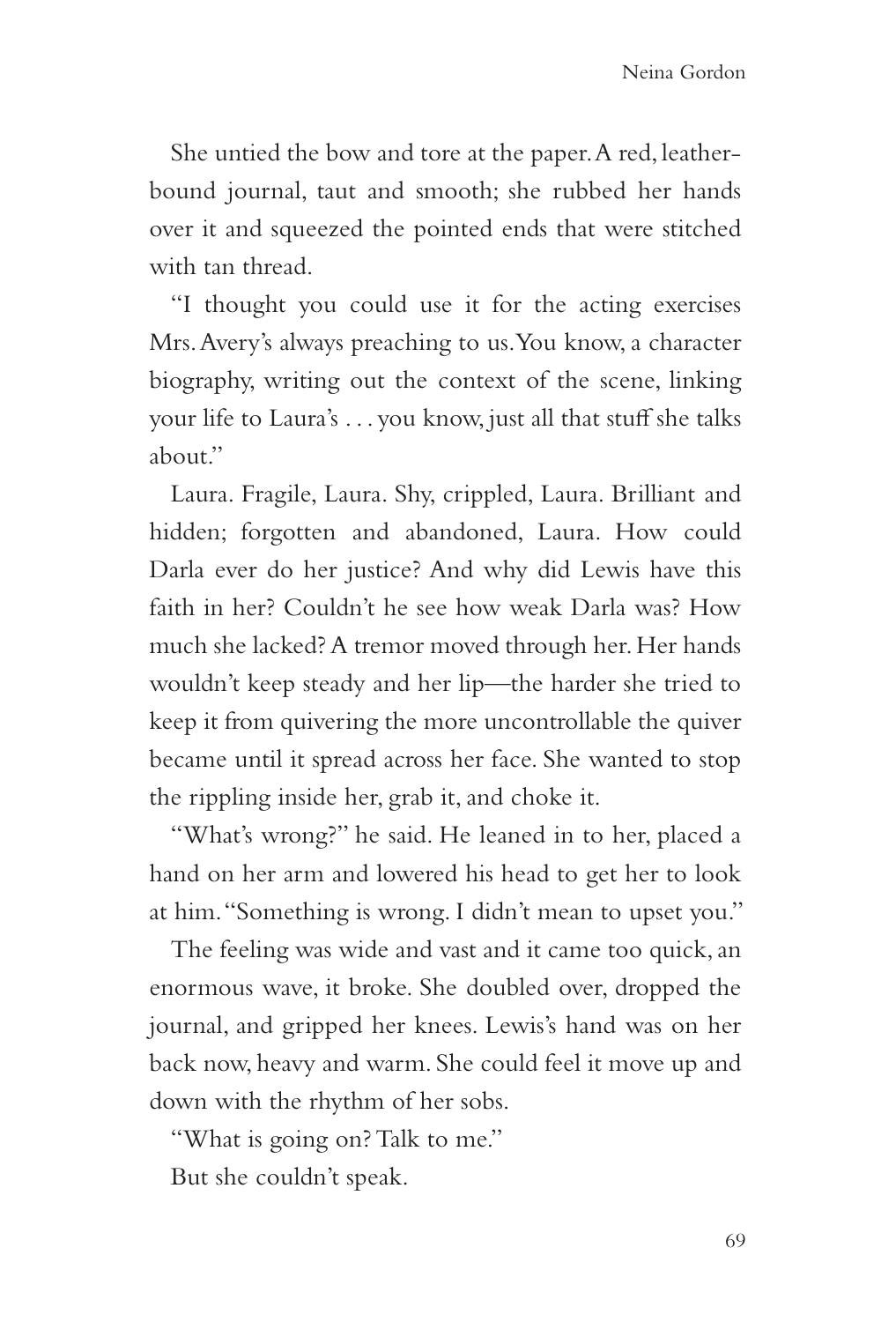She untied the bow and tore at the paper. A red, leather-bound journal, taut and smooth; she rubbed her hands over it and squeezed the pointed ends that were stitched with tan thread.

"I thought you could use it for the acting exercises Mrs. Avery's always preaching to us. You know, a character biography, writing out the context of the scene, linking your life to Laura's . . . you know, just all that stuff she talks about."

Laura. Fragile, Laura. Shy, crippled, Laura. Brilliant and hidden; forgotten and abandoned, Laura. How could Darla ever do her justice? And why did Lewis have this faith in her? Couldn't he see how weak Darla was? How much she lacked? A tremor moved through her. Her hands wouldn't keep steady and her lip—the harder she tried to keep it from quivering the more uncontrollable the quiver became until it spread across her face. She wanted to stop the rippling inside her, grab it, and choke it.

"What's wrong?" he said. He leaned in to her, placed a hand on her arm and lowered his head to get her to look at him. "Something is wrong. I didn't mean to upset you."

The feeling was wide and vast and it came too quick, an enormous wave, it broke. She doubled over, dropped the journal, and gripped her knees. Lewis's hand was on her back now, heavy and warm. She could feel it move up and down with the rhythm of her sobs.

"What is going on? Talk to me."

But she couldn't speak.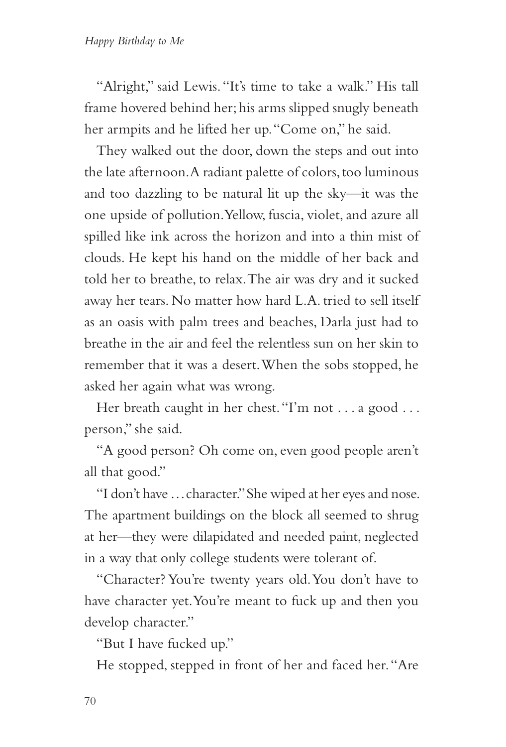"Alright," said Lewis. "It's time to take a walk." His tall frame hovered behind her; his arms slipped snugly beneath her armpits and he lifted her up. "Come on," he said.

They walked out the door, down the steps and out into the late afternoon. A radiant palette of colors, too luminous and too dazzling to be natural lit up the sky—it was the one upside of pollution. Yellow, fuscia, violet, and azure all spilled like ink across the horizon and into a thin mist of clouds. He kept his hand on the middle of her back and told her to breathe, to relax. The air was dry and it sucked away her tears. No matter how hard L.A. tried to sell itself as an oasis with palm trees and beaches, Darla just had to breathe in the air and feel the relentless sun on her skin to remember that it was a desert. When the sobs stopped, he asked her again what was wrong.

Her breath caught in her chest. "I'm not . . . a good . . . person," she said.

"A good person? Oh come on, even good people aren't all that good."

"I don't have . . . character." She wiped at her eyes and nose. The apartment buildings on the block all seemed to shrug at her—they were dilapidated and needed paint, neglected in a way that only college students were tolerant of.

"Character? You're twenty years old. You don't have to have character yet. You're meant to fuck up and then you develop character."

"But I have fucked up."

He stopped, stepped in front of her and faced her. "Are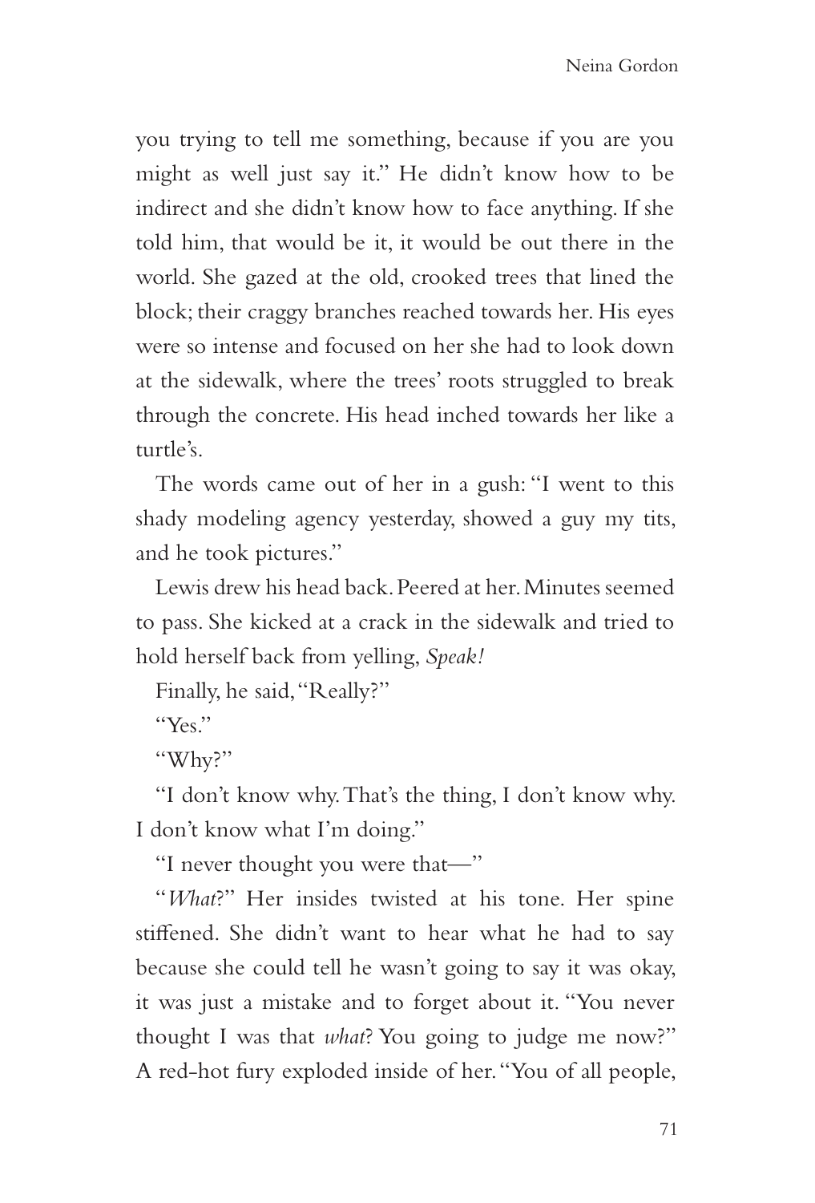you trying to tell me something, because if you are you might as well just say it." He didn't know how to be indirect and she didn't know how to face anything. If she told him, that would be it, it would be out there in the world. She gazed at the old, crooked trees that lined the block; their craggy branches reached towards her. His eyes were so intense and focused on her she had to look down at the sidewalk, where the trees' roots struggled to break through the concrete. His head inched towards her like a turtle's.

The words came out of her in a gush: "I went to this shady modeling agency yesterday, showed a guy my tits, and he took pictures."

Lewis drew his head back. Peered at her. Minutes seemed to pass. She kicked at a crack in the sidewalk and tried to hold herself back from yelling, *Speak!*

Finally, he said, "Really?"

"Yes."

"Why?"

"I don't know why. That's the thing, I don't know why. I don't know what I'm doing."

"I never thought you were that—"

"*What*?" Her insides twisted at his tone. Her spine stiffened. She didn't want to hear what he had to say because she could tell he wasn't going to say it was okay, it was just a mistake and to forget about it. "You never thought I was that *what*? You going to judge me now?" A red-hot fury exploded inside of her. "You of all people,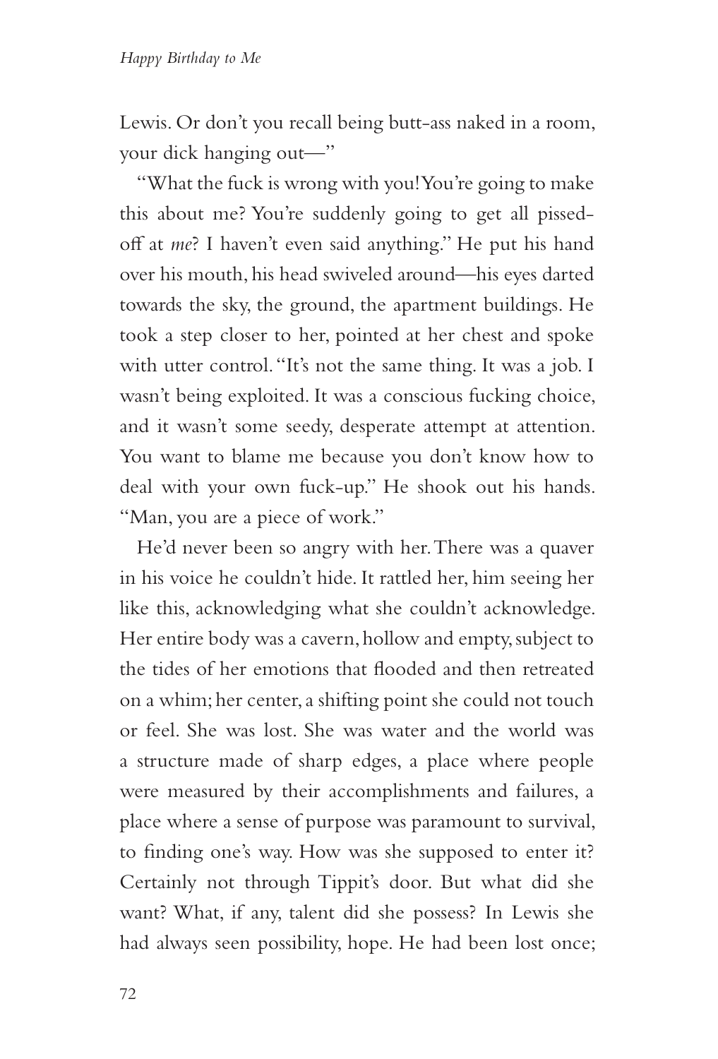Lewis. Or don't you recall being butt-ass naked in a room, your dick hanging out—"

"What the fuck is wrong with you! You're going to make this about me? You're suddenly going to get all pissed-off at *me*? I haven't even said anything." He put his hand over his mouth, his head swiveled around—his eyes darted towards the sky, the ground, the apartment buildings. He took a step closer to her, pointed at her chest and spoke with utter control. "It's not the same thing. It was a job. I wasn't being exploited. It was a conscious fucking choice, and it wasn't some seedy, desperate attempt at attention. You want to blame me because you don't know how to deal with your own fuck-up." He shook out his hands. "Man, you are a piece of work."

He'd never been so angry with her. There was a quaver in his voice he couldn't hide. It rattled her, him seeing her like this, acknowledging what she couldn't acknowledge. Her entire body was a cavern, hollow and empty, subject to the tides of her emotions that flooded and then retreated on a whim; her center, a shifting point she could not touch or feel. She was lost. She was water and the world was a structure made of sharp edges, a place where people were measured by their accomplishments and failures, a place where a sense of purpose was paramount to survival, to finding one's way. How was she supposed to enter it? Certainly not through Tippit's door. But what did she want? What, if any, talent did she possess? In Lewis she had always seen possibility, hope. He had been lost once;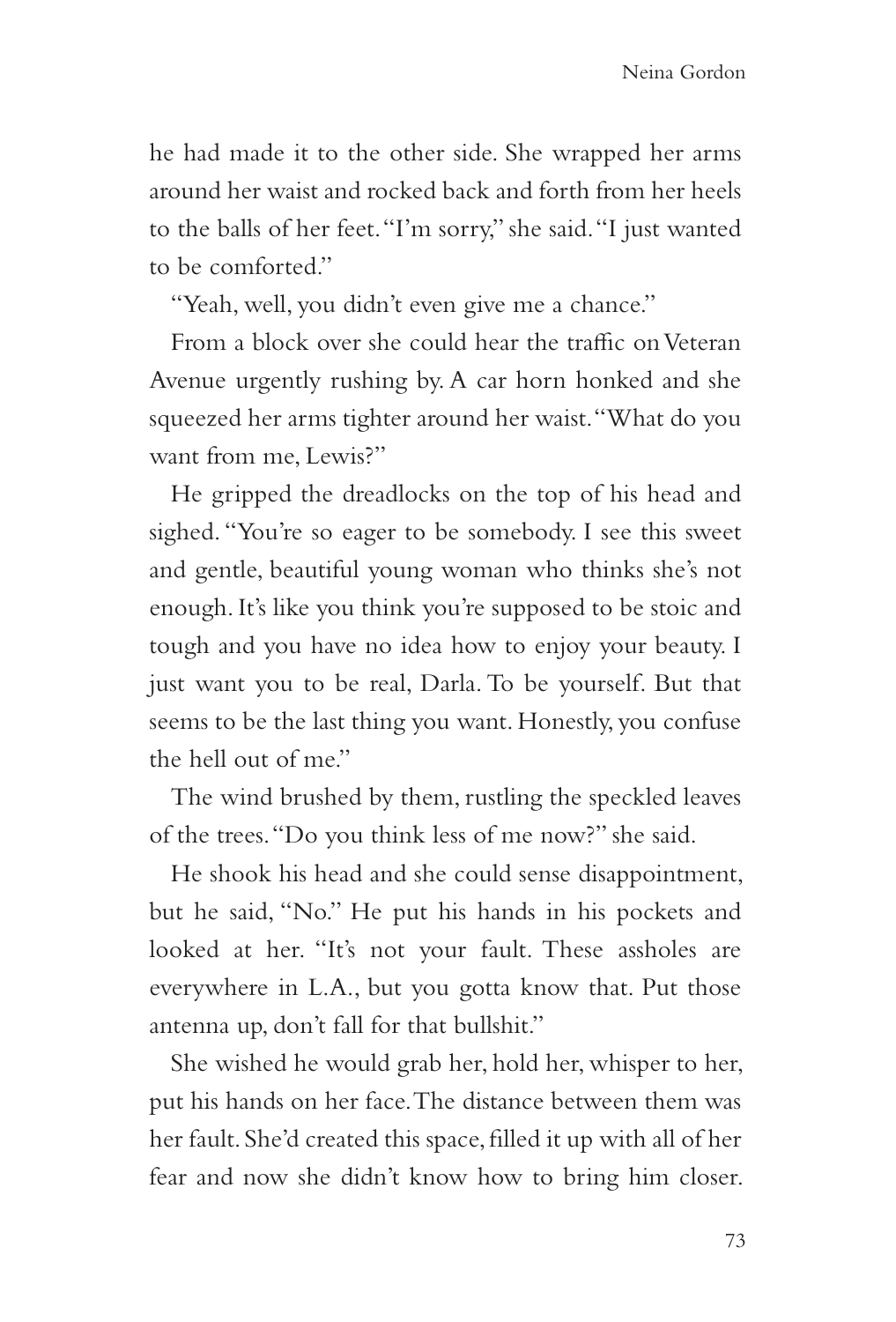he had made it to the other side. She wrapped her arms around her waist and rocked back and forth from her heels to the balls of her feet. "I'm sorry," she said. "I just wanted to be comforted."

"Yeah, well, you didn't even give me a chance."

From a block over she could hear the traffic on Veteran Avenue urgently rushing by. A car horn honked and she squeezed her arms tighter around her waist. "What do you want from me, Lewis?"

He gripped the dreadlocks on the top of his head and sighed. "You're so eager to be somebody. I see this sweet and gentle, beautiful young woman who thinks she's not enough. It's like you think you're supposed to be stoic and tough and you have no idea how to enjoy your beauty. I just want you to be real, Darla. To be yourself. But that seems to be the last thing you want. Honestly, you confuse the hell out of me."

The wind brushed by them, rustling the speckled leaves of the trees. "Do you think less of me now?" she said.

He shook his head and she could sense disappointment, but he said, "No." He put his hands in his pockets and looked at her. "It's not your fault. These assholes are everywhere in L.A., but you gotta know that. Put those antenna up, don't fall for that bullshit."

She wished he would grab her, hold her, whisper to her, put his hands on her face. The distance between them was her fault. She'd created this space, filled it up with all of her fear and now she didn't know how to bring him closer.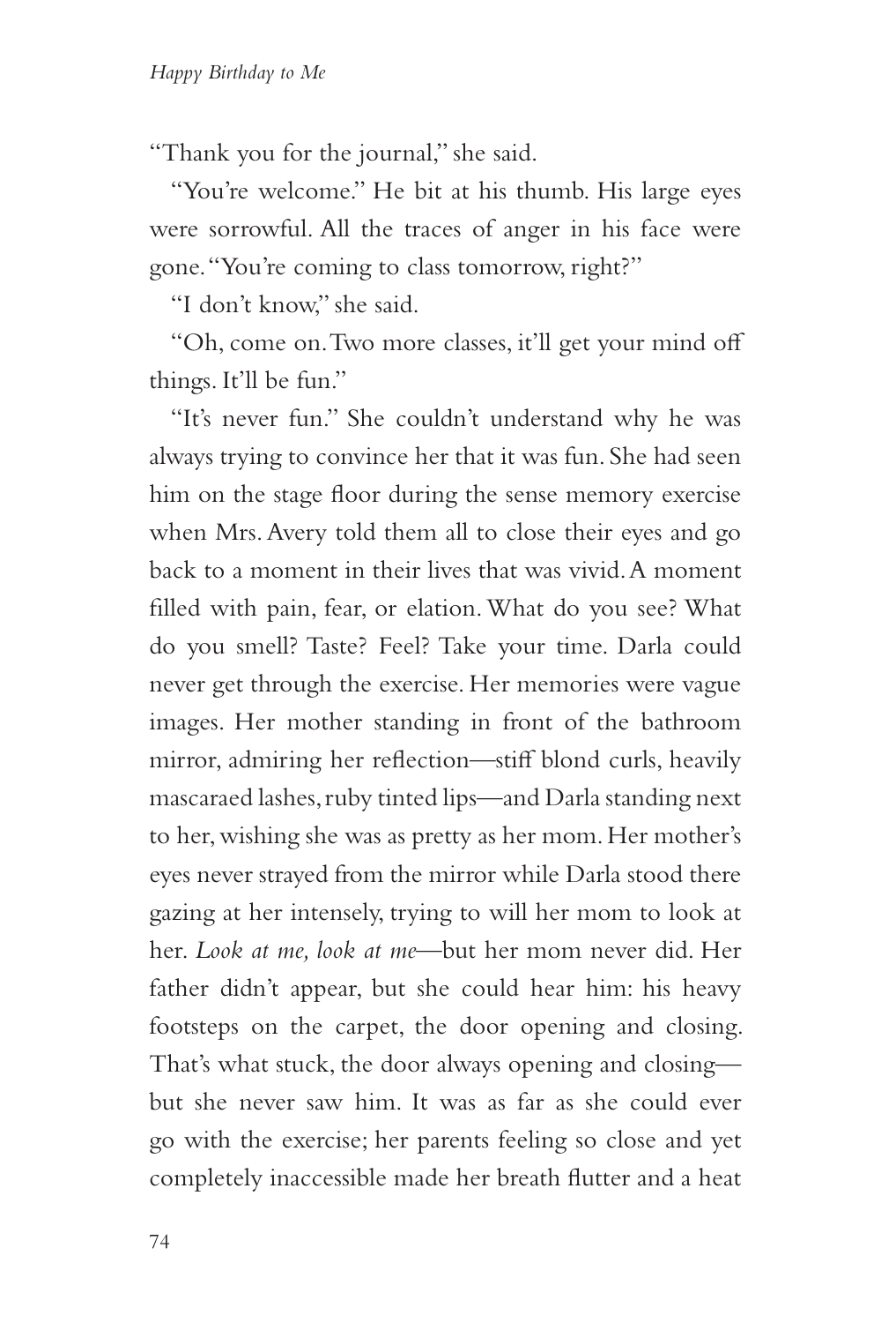"Thank you for the journal," she said.

"You're welcome." He bit at his thumb. His large eyes were sorrowful. All the traces of anger in his face were gone. "You're coming to class tomorrow, right?"

"I don't know," she said.

"Oh, come on. Two more classes, it'll get your mind off things. It'll be fun."

"It's never fun." She couldn't understand why he was always trying to convince her that it was fun. She had seen him on the stage floor during the sense memory exercise when Mrs. Avery told them all to close their eyes and go back to a moment in their lives that was vivid. A moment filled with pain, fear, or elation. What do you see? What do you smell? Taste? Feel? Take your time. Darla could never get through the exercise. Her memories were vague images. Her mother standing in front of the bathroom mirror, admiring her reflection—stiff blond curls, heavily mascaraed lashes, ruby tinted lips—and Darla standing next to her, wishing she was as pretty as her mom. Her mother's eyes never strayed from the mirror while Darla stood there gazing at her intensely, trying to will her mom to look at her. *Look at me, look at me*—but her mom never did. Her father didn't appear, but she could hear him: his heavy footsteps on the carpet, the door opening and closing. That's what stuck, the door always opening and closing—but she never saw him. It was as far as she could ever go with the exercise; her parents feeling so close and yet completely inaccessible made her breath flutter and a heat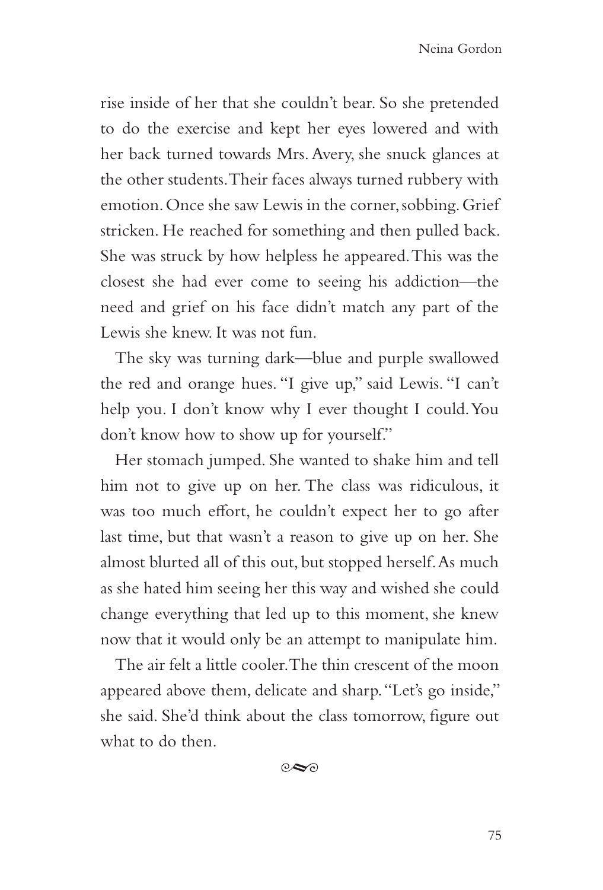rise inside of her that she couldn't bear. So she pretended to do the exercise and kept her eyes lowered and with her back turned towards Mrs. Avery, she snuck glances at the other students. Their faces always turned rubbery with emotion. Once she saw Lewis in the corner, sobbing. Grief stricken. He reached for something and then pulled back. She was struck by how helpless he appeared. This was the closest she had ever come to seeing his addiction—the need and grief on his face didn't match any part of the Lewis she knew. It was not fun.

The sky was turning dark—blue and purple swallowed the red and orange hues. "I give up," said Lewis. "I can't help you. I don't know why I ever thought I could. You don't know how to show up for yourself."

Her stomach jumped. She wanted to shake him and tell him not to give up on her. The class was ridiculous, it was too much effort, he couldn't expect her to go after last time, but that wasn't a reason to give up on her. She almost blurted all of this out, but stopped herself. As much as she hated him seeing her this way and wished she could change everything that led up to this moment, she knew now that it would only be an attempt to manipulate him.

The air felt a little cooler. The thin crescent of the moon appeared above them, delicate and sharp. "Let's go inside," she said. She'd think about the class tomorrow, figure out what to do then.

~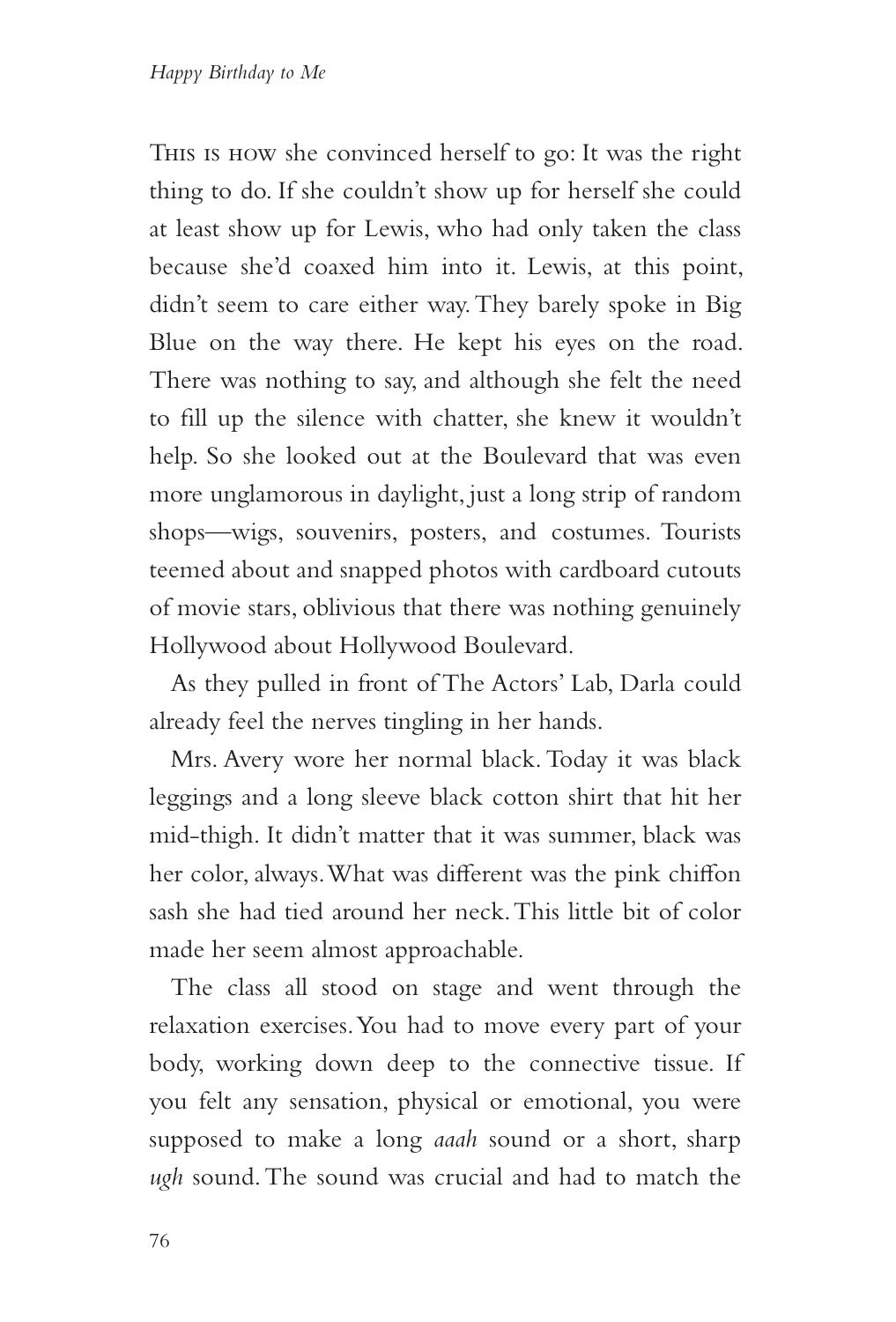This is how she convinced herself to go: It was the right thing to do. If she couldn't show up for herself she could at least show up for Lewis, who had only taken the class because she'd coaxed him into it. Lewis, at this point, didn't seem to care either way. They barely spoke in Big Blue on the way there. He kept his eyes on the road. There was nothing to say, and although she felt the need to fill up the silence with chatter, she knew it wouldn't help. So she looked out at the Boulevard that was even more unglamorous in daylight, just a long strip of random shops—wigs, souvenirs, posters, and costumes. Tourists teemed about and snapped photos with cardboard cutouts of movie stars, oblivious that there was nothing genuinely Hollywood about Hollywood Boulevard.

As they pulled in front of The Actors' Lab, Darla could already feel the nerves tingling in her hands.

Mrs. Avery wore her normal black. Today it was black leggings and a long sleeve black cotton shirt that hit her mid-thigh. It didn't matter that it was summer, black was her color, always. What was different was the pink chiffon sash she had tied around her neck. This little bit of color made her seem almost approachable.

The class all stood on stage and went through the relaxation exercises. You had to move every part of your body, working down deep to the connective tissue. If you felt any sensation, physical or emotional, you were supposed to make a long *aaah* sound or a short, sharp *ugh* sound. The sound was crucial and had to match the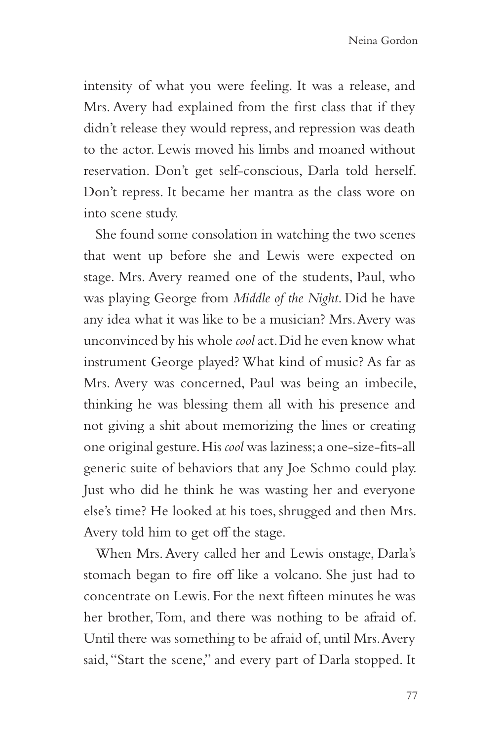intensity of what you were feeling. It was a release, and Mrs. Avery had explained from the first class that if they didn't release they would repress, and repression was death to the actor. Lewis moved his limbs and moaned without reservation. Don't get self-conscious, Darla told herself. Don't repress. It became her mantra as the class wore on into scene study.

She found some consolation in watching the two scenes that went up before she and Lewis were expected on stage. Mrs. Avery reamed one of the students, Paul, who was playing George from *Middle of the Night*. Did he have any idea what it was like to be a musician? Mrs. Avery was unconvinced by his whole *cool* act. Did he even know what instrument George played? What kind of music? As far as Mrs. Avery was concerned, Paul was being an imbecile, thinking he was blessing them all with his presence and not giving a shit about memorizing the lines or creating one original gesture. His *cool* was laziness; a one-size-fits-all generic suite of behaviors that any Joe Schmo could play. Just who did he think he was wasting her and everyone else's time? He looked at his toes, shrugged and then Mrs. Avery told him to get off the stage.

When Mrs. Avery called her and Lewis onstage, Darla's stomach began to fire off like a volcano. She just had to concentrate on Lewis. For the next fifteen minutes he was her brother, Tom, and there was nothing to be afraid of. Until there was something to be afraid of, until Mrs. Avery said, "Start the scene," and every part of Darla stopped. It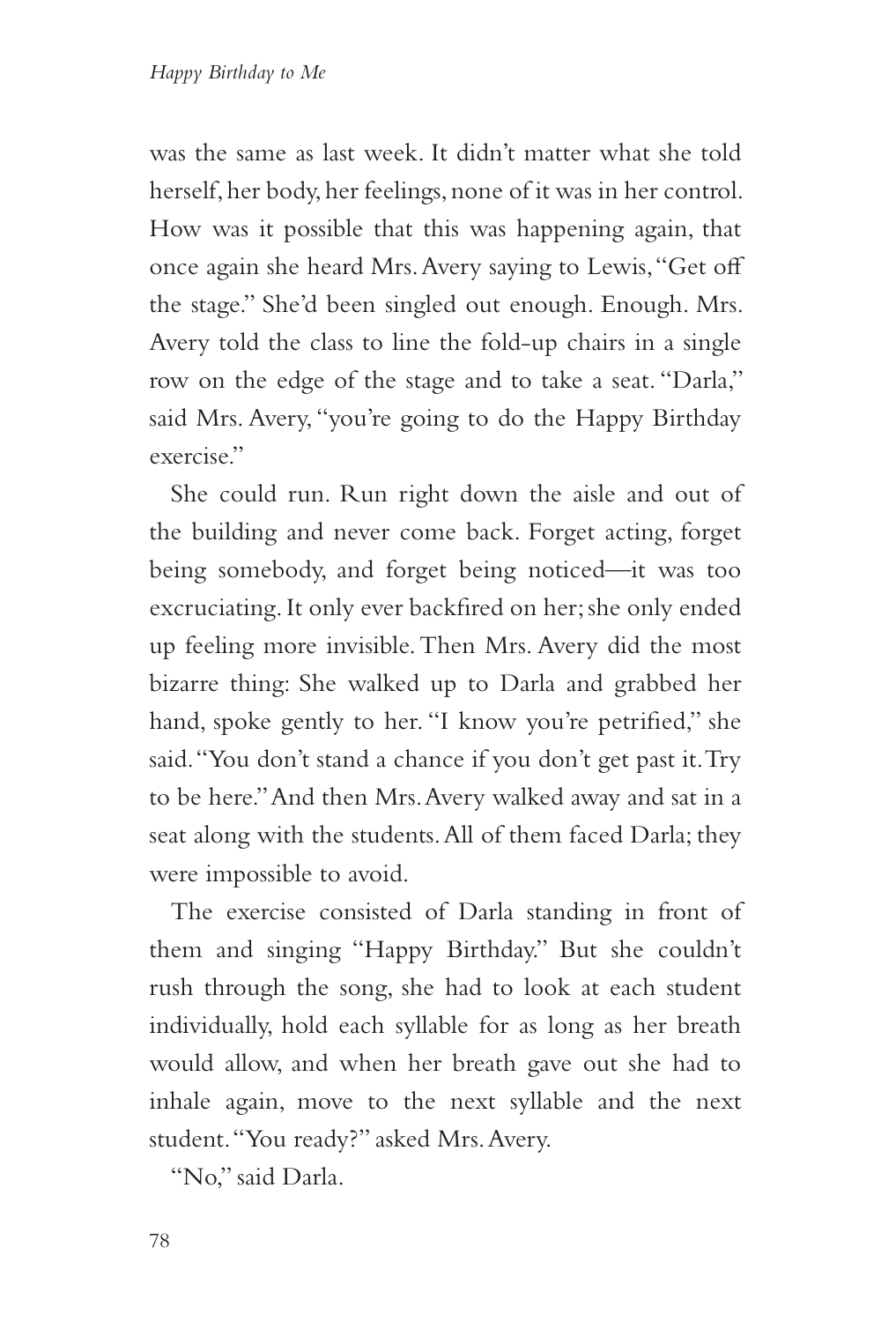was the same as last week. It didn't matter what she told herself, her body, her feelings, none of it was in her control. How was it possible that this was happening again, that once again she heard Mrs. Avery saying to Lewis, "Get off the stage." She'd been singled out enough. Enough. Mrs. Avery told the class to line the fold-up chairs in a single row on the edge of the stage and to take a seat. "Darla," said Mrs. Avery, "you're going to do the Happy Birthday exercise."

She could run. Run right down the aisle and out of the building and never come back. Forget acting, forget being somebody, and forget being noticed—it was too excruciating. It only ever backfired on her; she only ended up feeling more invisible. Then Mrs. Avery did the most bizarre thing: She walked up to Darla and grabbed her hand, spoke gently to her. "I know you're petrified," she said. "You don't stand a chance if you don't get past it. Try to be here." And then Mrs. Avery walked away and sat in a seat along with the students. All of them faced Darla; they were impossible to avoid.

The exercise consisted of Darla standing in front of them and singing "Happy Birthday." But she couldn't rush through the song, she had to look at each student individually, hold each syllable for as long as her breath would allow, and when her breath gave out she had to inhale again, move to the next syllable and the next student. "You ready?" asked Mrs. Avery.

"No," said Darla.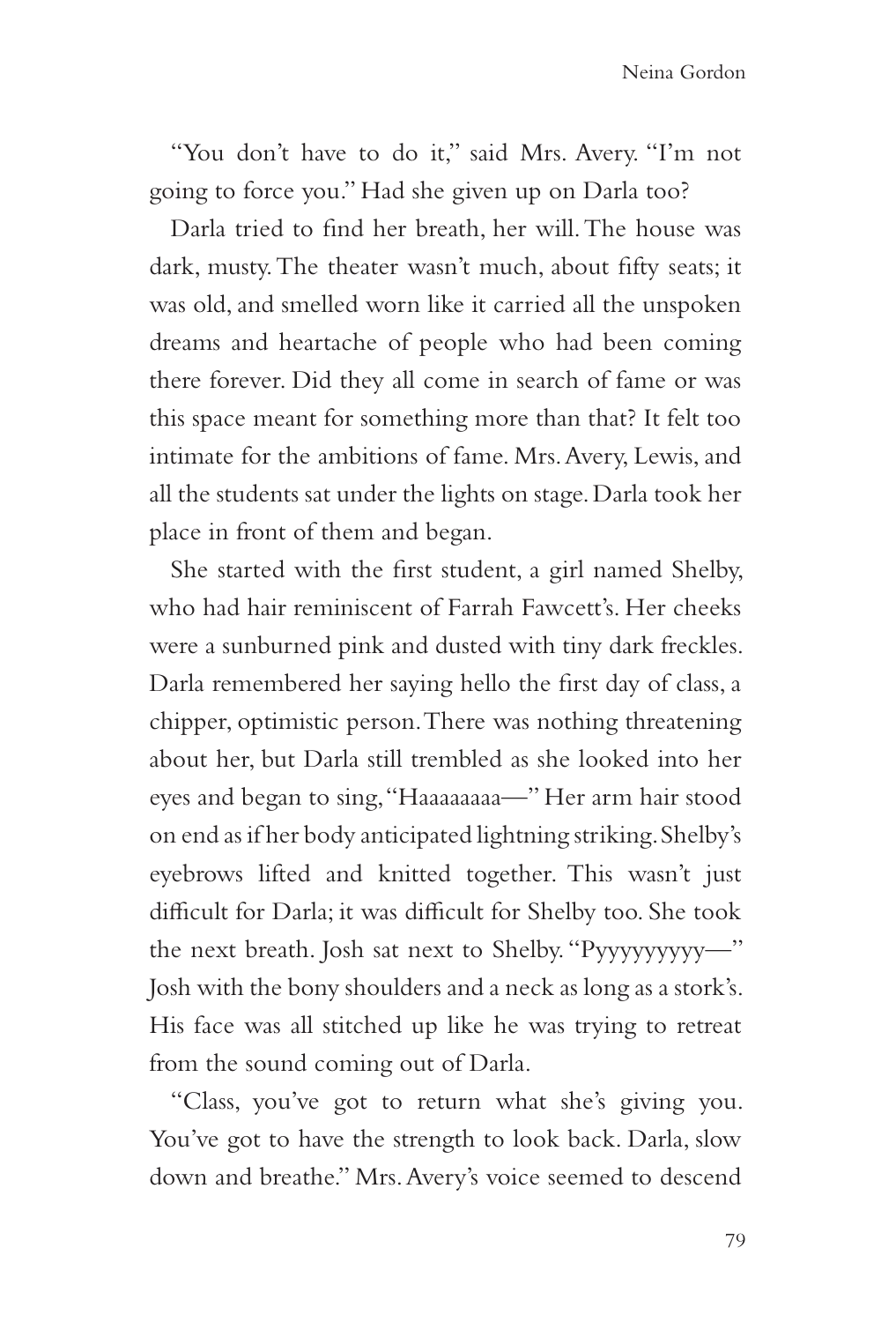"You don't have to do it," said Mrs. Avery. "I'm not going to force you." Had she given up on Darla too?

Darla tried to find her breath, her will. The house was dark, musty. The theater wasn't much, about fifty seats; it was old, and smelled worn like it carried all the unspoken dreams and heartache of people who had been coming there forever. Did they all come in search of fame or was this space meant for something more than that? It felt too intimate for the ambitions of fame. Mrs. Avery, Lewis, and all the students sat under the lights on stage. Darla took her place in front of them and began.

She started with the first student, a girl named Shelby, who had hair reminiscent of Farrah Fawcett's. Her cheeks were a sunburned pink and dusted with tiny dark freckles. Darla remembered her saying hello the first day of class, a chipper, optimistic person. There was nothing threatening about her, but Darla still trembled as she looked into her eyes and began to sing, "Haaaaaaaa—" Her arm hair stood on end as if her body anticipated lightning striking. Shelby's eyebrows lifted and knitted together. This wasn't just difficult for Darla; it was difficult for Shelby too. She took the next breath. Josh sat next to Shelby. "Pyyyyyyyyy—" Josh with the bony shoulders and a neck as long as a stork's. His face was all stitched up like he was trying to retreat from the sound coming out of Darla.

"Class, you've got to return what she's giving you. You've got to have the strength to look back. Darla, slow down and breathe." Mrs. Avery's voice seemed to descend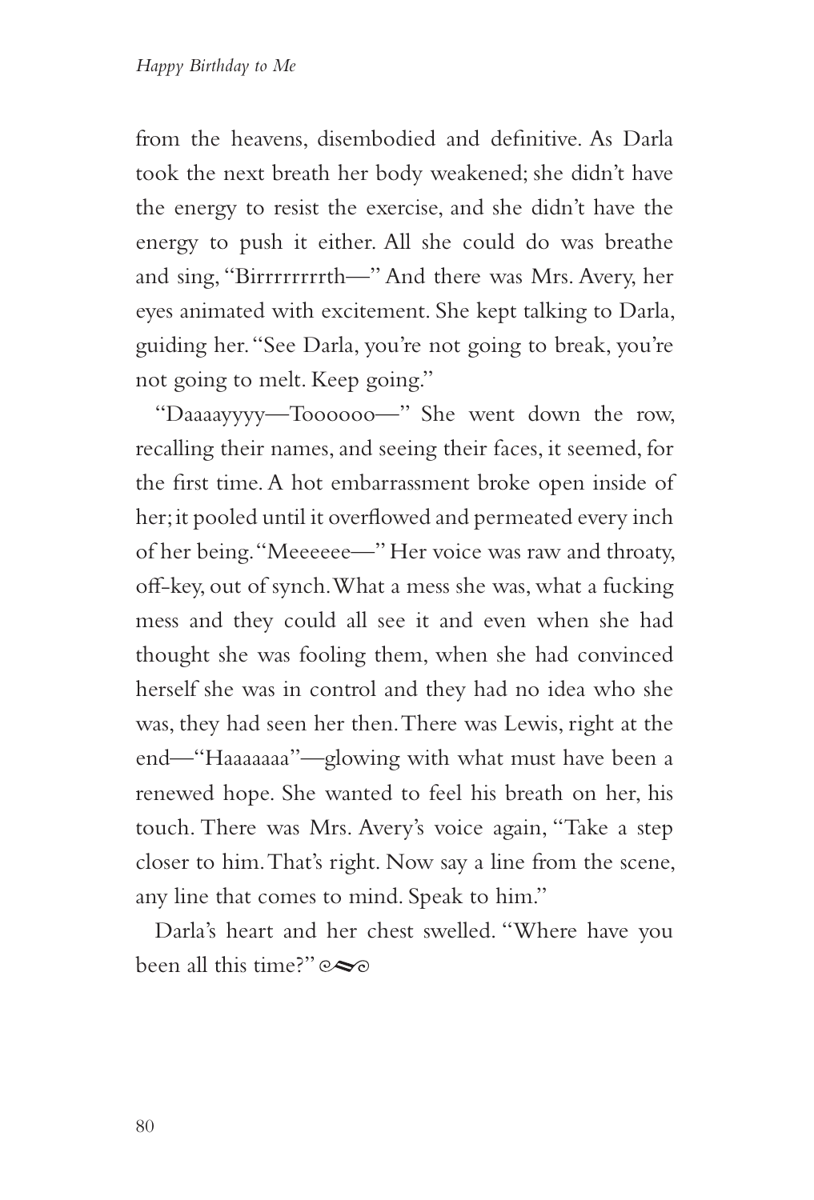from the heavens, disembodied and definitive. As Darla took the next breath her body weakened; she didn't have the energy to resist the exercise, and she didn't have the energy to push it either. All she could do was breathe and sing, "Birrrrrrrrth—" And there was Mrs. Avery, her eyes animated with excitement. She kept talking to Darla, guiding her. "See Darla, you're not going to break, you're not going to melt. Keep going."

"Daaaayyyy—Toooooo—" She went down the row, recalling their names, and seeing their faces, it seemed, for the first time. A hot embarrassment broke open inside of her; it pooled until it overflowed and permeated every inch of her being. "Meeeeee—" Her voice was raw and throaty, off-key, out of synch. What a mess she was, what a fucking mess and they could all see it and even when she had thought she was fooling them, when she had convinced herself she was in control and they had no idea who she was, they had seen her then. There was Lewis, right at the end—"Haaaaaaa"—glowing with what must have been a renewed hope. She wanted to feel his breath on her, his touch. There was Mrs. Avery's voice again, "Take a step closer to him. That's right. Now say a line from the scene, any line that comes to mind. Speak to him."

Darla's heart and her chest swelled. "Where have you been all this time?"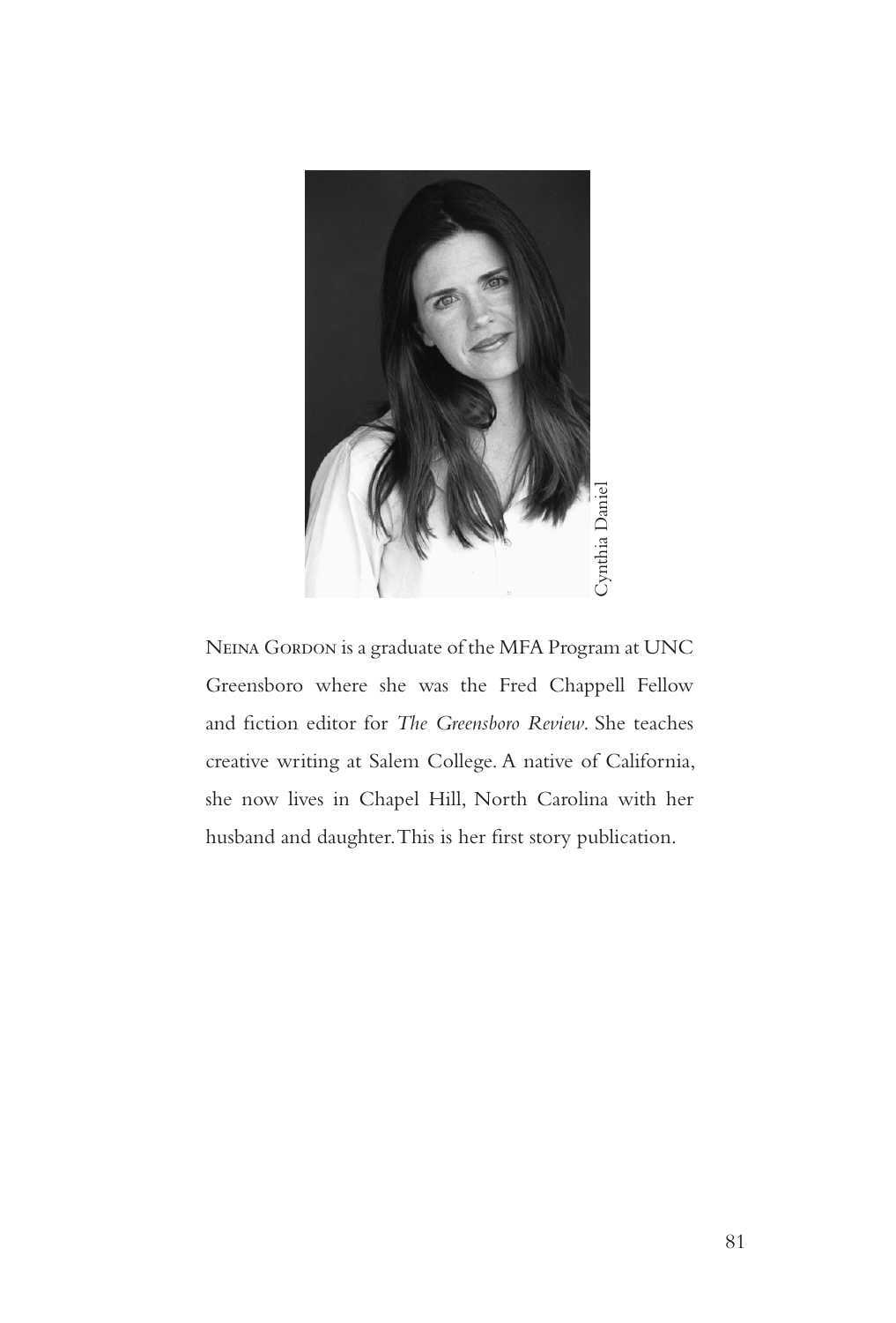Cynthia Daniel

NEINA GORDON is a graduate of the MFA Program at UNC Greensboro where she was the Fred Chappell Fellow and fiction editor for *The Greensboro Review*. She teaches creative writing at Salem College. A native of California, she now lives in Chapel Hill, North Carolina with her husband and daughter. This is her first story publication.